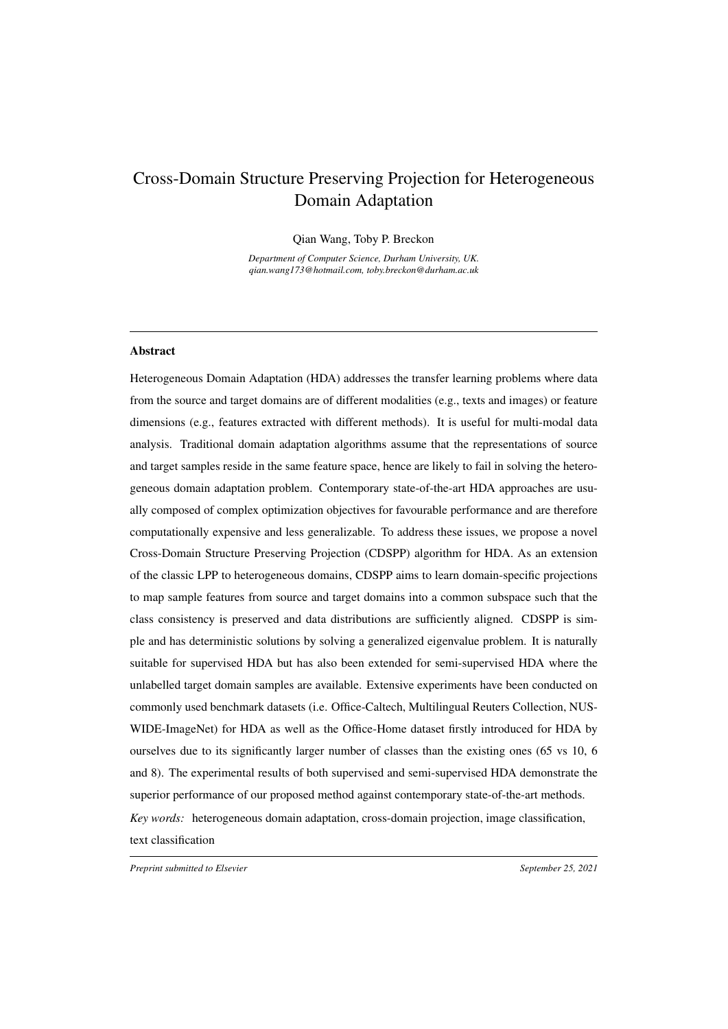# Cross-Domain Structure Preserving Projection for Heterogeneous Domain Adaptation

Qian Wang, Toby P. Breckon

*Department of Computer Science, Durham University, UK.*
*qian.wang173@hotmail.com, toby.breckon@durham.ac.uk*

---

## Abstract

Heterogeneous Domain Adaptation (HDA) addresses the transfer learning problems where data from the source and target domains are of different modalities (e.g., texts and images) or feature dimensions (e.g., features extracted with different methods). It is useful for multi-modal data analysis. Traditional domain adaptation algorithms assume that the representations of source and target samples reside in the same feature space, hence are likely to fail in solving the heterogeneous domain adaptation problem. Contemporary state-of-the-art HDA approaches are usually composed of complex optimization objectives for favourable performance and are therefore computationally expensive and less generalizable. To address these issues, we propose a novel Cross-Domain Structure Preserving Projection (CDSPP) algorithm for HDA. As an extension of the classic LPP to heterogeneous domains, CDSPP aims to learn domain-specific projections to map sample features from source and target domains into a common subspace such that the class consistency is preserved and data distributions are sufficiently aligned. CDSPP is simple and has deterministic solutions by solving a generalized eigenvalue problem. It is naturally suitable for supervised HDA but has also been extended for semi-supervised HDA where the unlabelled target domain samples are available. Extensive experiments have been conducted on commonly used benchmark datasets (i.e. Office-Caltech, Multilingual Reuters Collection, NUS-WIDE-ImageNet) for HDA as well as the Office-Home dataset firstly introduced for HDA by ourselves due to its significantly larger number of classes than the existing ones (65 vs 10, 6 and 8). The experimental results of both supervised and semi-supervised HDA demonstrate the superior performance of our proposed method against contemporary state-of-the-art methods.

*Key words:* heterogeneous domain adaptation, cross-domain projection, image classification, text classification

---

*Preprint submitted to Elsevier* *September 25, 2021*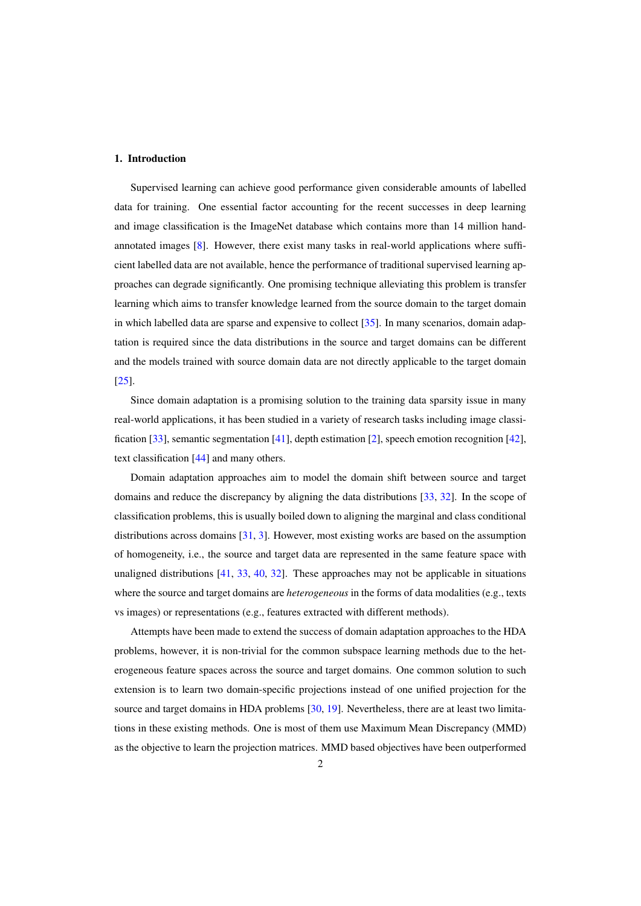## 1. Introduction

Supervised learning can achieve good performance given considerable amounts of labelled data for training. One essential factor accounting for the recent successes in deep learning and image classification is the ImageNet database which contains more than 14 million hand-annotated images [8]. However, there exist many tasks in real-world applications where sufficient labelled data are not available, hence the performance of traditional supervised learning approaches can degrade significantly. One promising technique alleviating this problem is transfer learning which aims to transfer knowledge learned from the source domain to the target domain in which labelled data are sparse and expensive to collect [35]. In many scenarios, domain adaptation is required since the data distributions in the source and target domains can be different and the models trained with source domain data are not directly applicable to the target domain [25].

Since domain adaptation is a promising solution to the training data sparsity issue in many real-world applications, it has been studied in a variety of research tasks including image classification [33], semantic segmentation [41], depth estimation [2], speech emotion recognition [42], text classification [44] and many others.

Domain adaptation approaches aim to model the domain shift between source and target domains and reduce the discrepancy by aligning the data distributions [33, 32]. In the scope of classification problems, this is usually boiled down to aligning the marginal and class conditional distributions across domains [31, 3]. However, most existing works are based on the assumption of homogeneity, i.e., the source and target data are represented in the same feature space with unaligned distributions [41, 33, 40, 32]. These approaches may not be applicable in situations where the source and target domains are *heterogeneous* in the forms of data modalities (e.g., texts vs images) or representations (e.g., features extracted with different methods).

Attempts have been made to extend the success of domain adaptation approaches to the HDA problems, however, it is non-trivial for the common subspace learning methods due to the heterogeneous feature spaces across the source and target domains. One common solution to such extension is to learn two domain-specific projections instead of one unified projection for the source and target domains in HDA problems [30, 19]. Nevertheless, there are at least two limitations in these existing methods. One is most of them use Maximum Mean Discrepancy (MMD) as the objective to learn the projection matrices. MMD based objectives have been outperformed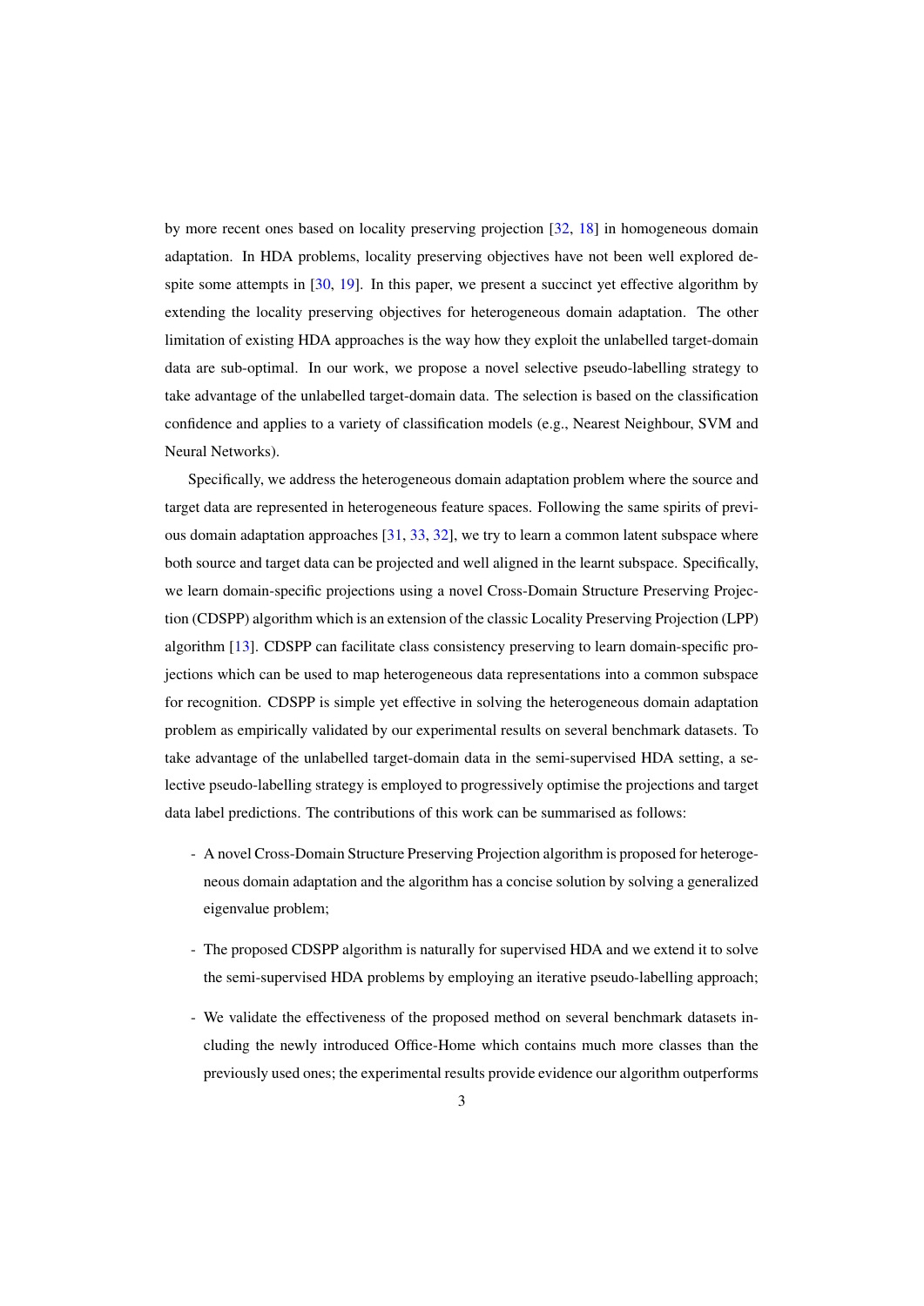by more recent ones based on locality preserving projection [32, 18] in homogeneous domain adaptation. In HDA problems, locality preserving objectives have not been well explored despite some attempts in [30, 19]. In this paper, we present a succinct yet effective algorithm by extending the locality preserving objectives for heterogeneous domain adaptation. The other limitation of existing HDA approaches is the way how they exploit the unlabelled target-domain data are sub-optimal. In our work, we propose a novel selective pseudo-labelling strategy to take advantage of the unlabelled target-domain data. The selection is based on the classification confidence and applies to a variety of classification models (e.g., Nearest Neighbour, SVM and Neural Networks).

Specifically, we address the heterogeneous domain adaptation problem where the source and target data are represented in heterogeneous feature spaces. Following the same spirits of previous domain adaptation approaches [31, 33, 32], we try to learn a common latent subspace where both source and target data can be projected and well aligned in the learnt subspace. Specifically, we learn domain-specific projections using a novel Cross-Domain Structure Preserving Projection (CDSPP) algorithm which is an extension of the classic Locality Preserving Projection (LPP) algorithm [13]. CDSPP can facilitate class consistency preserving to learn domain-specific projections which can be used to map heterogeneous data representations into a common subspace for recognition. CDSPP is simple yet effective in solving the heterogeneous domain adaptation problem as empirically validated by our experimental results on several benchmark datasets. To take advantage of the unlabelled target-domain data in the semi-supervised HDA setting, a selective pseudo-labelling strategy is employed to progressively optimise the projections and target data label predictions. The contributions of this work can be summarised as follows:

- A novel Cross-Domain Structure Preserving Projection algorithm is proposed for heterogeneous domain adaptation and the algorithm has a concise solution by solving a generalized eigenvalue problem;
- The proposed CDSPP algorithm is naturally for supervised HDA and we extend it to solve the semi-supervised HDA problems by employing an iterative pseudo-labelling approach;
- We validate the effectiveness of the proposed method on several benchmark datasets including the newly introduced Office-Home which contains much more classes than the previously used ones; the experimental results provide evidence our algorithm outperforms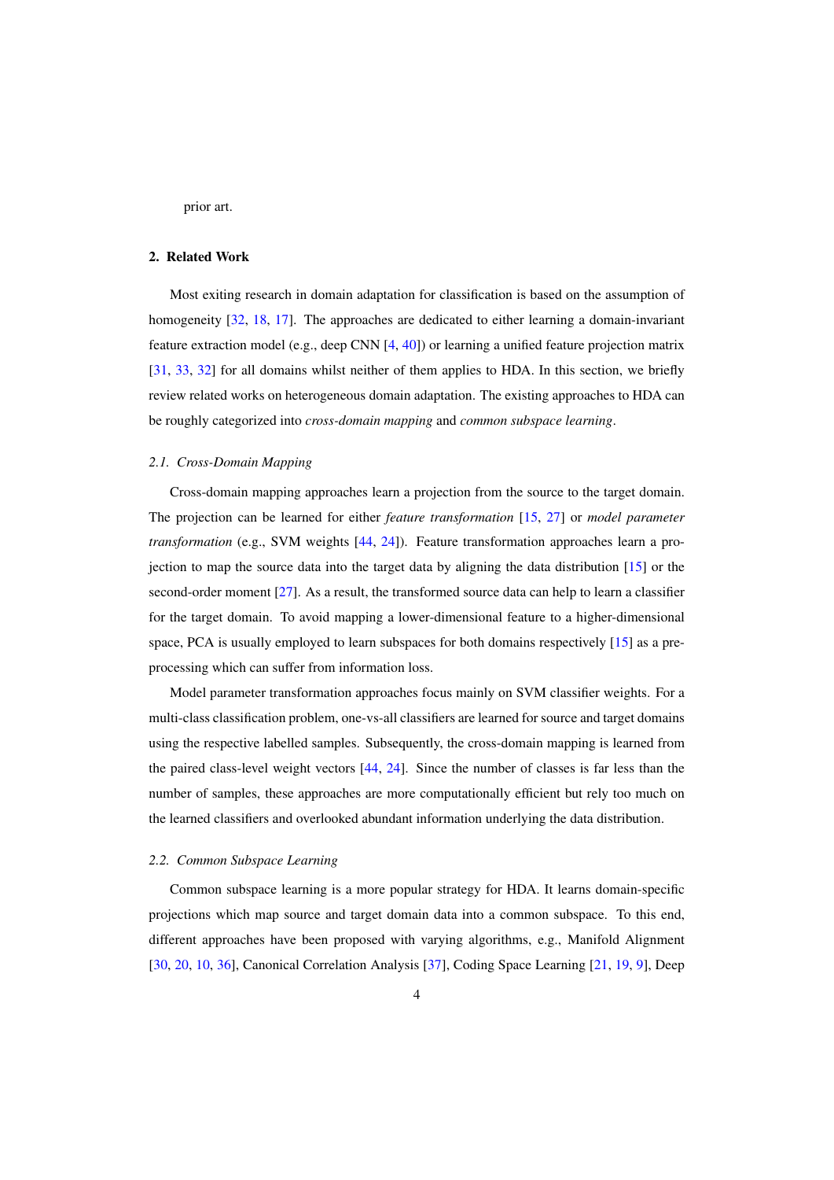prior art.

## 2. Related Work

Most exiting research in domain adaptation for classification is based on the assumption of homogeneity [32, 18, 17]. The approaches are dedicated to either learning a domain-invariant feature extraction model (e.g., deep CNN [4, 40]) or learning a unified feature projection matrix [31, 33, 32] for all domains whilst neither of them applies to HDA. In this section, we briefly review related works on heterogeneous domain adaptation. The existing approaches to HDA can be roughly categorized into *cross-domain mapping* and *common subspace learning*.

### 2.1. Cross-Domain Mapping

Cross-domain mapping approaches learn a projection from the source to the target domain. The projection can be learned for either *feature transformation* [15, 27] or *model parameter transformation* (e.g., SVM weights [44, 24]). Feature transformation approaches learn a projection to map the source data into the target data by aligning the data distribution [15] or the second-order moment [27]. As a result, the transformed source data can help to learn a classifier for the target domain. To avoid mapping a lower-dimensional feature to a higher-dimensional space, PCA is usually employed to learn subspaces for both domains respectively [15] as a pre-processing which can suffer from information loss.

Model parameter transformation approaches focus mainly on SVM classifier weights. For a multi-class classification problem, one-vs-all classifiers are learned for source and target domains using the respective labelled samples. Subsequently, the cross-domain mapping is learned from the paired class-level weight vectors [44, 24]. Since the number of classes is far less than the number of samples, these approaches are more computationally efficient but rely too much on the learned classifiers and overlooked abundant information underlying the data distribution.

### 2.2. Common Subspace Learning

Common subspace learning is a more popular strategy for HDA. It learns domain-specific projections which map source and target domain data into a common subspace. To this end, different approaches have been proposed with varying algorithms, e.g., Manifold Alignment [30, 20, 10, 36], Canonical Correlation Analysis [37], Coding Space Learning [21, 19, 9], Deep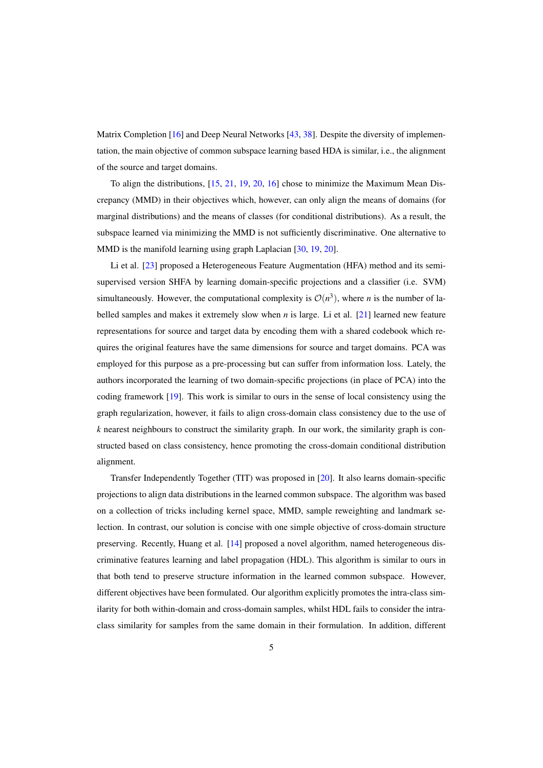Matrix Completion [16] and Deep Neural Networks [43, 38]. Despite the diversity of implementation, the main objective of common subspace learning based HDA is similar, i.e., the alignment of the source and target domains.

To align the distributions, [15, 21, 19, 20, 16] chose to minimize the Maximum Mean Discrepancy (MMD) in their objectives which, however, can only align the means of domains (for marginal distributions) and the means of classes (for conditional distributions). As a result, the subspace learned via minimizing the MMD is not sufficiently discriminative. One alternative to MMD is the manifold learning using graph Laplacian [30, 19, 20].

Li et al. [23] proposed a Heterogeneous Feature Augmentation (HFA) method and its semi-supervised version SHFA by learning domain-specific projections and a classifier (i.e. SVM) simultaneously. However, the computational complexity is $\mathcal{O}(n^3)$, where $n$ is the number of labelled samples and makes it extremely slow when $n$ is large. Li et al. [21] learned new feature representations for source and target data by encoding them with a shared codebook which requires the original features have the same dimensions for source and target domains. PCA was employed for this purpose as a pre-processing but can suffer from information loss. Lately, the authors incorporated the learning of two domain-specific projections (in place of PCA) into the coding framework [19]. This work is similar to ours in the sense of local consistency using the graph regularization, however, it fails to align cross-domain class consistency due to the use of $k$ nearest neighbours to construct the similarity graph. In our work, the similarity graph is constructed based on class consistency, hence promoting the cross-domain conditional distribution alignment.

Transfer Independently Together (TIT) was proposed in [20]. It also learns domain-specific projections to align data distributions in the learned common subspace. The algorithm was based on a collection of tricks including kernel space, MMD, sample reweighting and landmark selection. In contrast, our solution is concise with one simple objective of cross-domain structure preserving. Recently, Huang et al. [14] proposed a novel algorithm, named heterogeneous discriminative features learning and label propagation (HDL). This algorithm is similar to ours in that both tend to preserve structure information in the learned common subspace. However, different objectives have been formulated. Our algorithm explicitly promotes the intra-class similarity for both within-domain and cross-domain samples, whilst HDL fails to consider the intra-class similarity for samples from the same domain in their formulation. In addition, different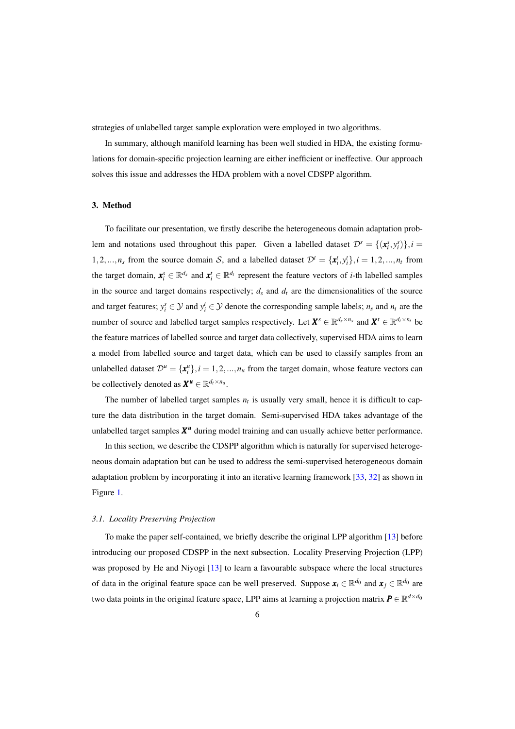strategies of unlabelled target sample exploration were employed in two algorithms.

In summary, although manifold learning has been well studied in HDA, the existing formulations for domain-specific projection learning are either inefficient or ineffective. Our approach solves this issue and addresses the HDA problem with a novel CDSPP algorithm.

## 3. Method

To facilitate our presentation, we firstly describe the heterogeneous domain adaptation problem and notations used throughout this paper. Given a labelled dataset $\mathcal{D}^s = \{(\boldsymbol{x}_i^s, y_i^s)\}, i = 1, 2, ..., n_s$ from the source domain $\mathcal{S}$, and a labelled dataset $\mathcal{D}^t = \{\boldsymbol{x}_i^t, y_i^t\}, i = 1, 2, ..., n_t$ from the target domain, $\boldsymbol{x}_i^s \in \mathbb{R}^{d_s}$ and $\boldsymbol{x}_i^t \in \mathbb{R}^{d_t}$ represent the feature vectors of $i$-th labelled samples in the source and target domains respectively; $d_s$ and $d_t$ are the dimensionalities of the source and target features; $y_i^s \in \mathcal{Y}$ and $y_i^t \in \mathcal{Y}$ denote the corresponding sample labels; $n_s$ and $n_t$ are the number of source and labelled target samples respectively. Let $\boldsymbol{X}^s \in \mathbb{R}^{d_s \times n_s}$ and $\boldsymbol{X}^t \in \mathbb{R}^{d_t \times n_t}$ be the feature matrices of labelled source and target data collectively, supervised HDA aims to learn a model from labelled source and target data, which can be used to classify samples from an unlabelled dataset $\mathcal{D}^u = \{\boldsymbol{x}_i^u\}, i = 1, 2, ..., n_u$ from the target domain, whose feature vectors can be collectively denoted as $\boldsymbol{X^u} \in \mathbb{R}^{d_t \times n_u}$.

The number of labelled target samples $n_t$ is usually very small, hence it is difficult to capture the data distribution in the target domain. Semi-supervised HDA takes advantage of the unlabelled target samples $\boldsymbol{X^u}$ during model training and can usually achieve better performance.

In this section, we describe the CDSPP algorithm which is naturally for supervised heterogeneous domain adaptation but can be used to address the semi-supervised heterogeneous domain adaptation problem by incorporating it into an iterative learning framework [33, 32] as shown in Figure 1.

### *3.1. Locality Preserving Projection*

To make the paper self-contained, we briefly describe the original LPP algorithm [13] before introducing our proposed CDSPP in the next subsection. Locality Preserving Projection (LPP) was proposed by He and Niyogi [13] to learn a favourable subspace where the local structures of data in the original feature space can be well preserved. Suppose $\boldsymbol{x}_i \in \mathbb{R}^{d_0}$ and $\boldsymbol{x}_j \in \mathbb{R}^{d_0}$ are two data points in the original feature space, LPP aims at learning a projection matrix $\boldsymbol{P} \in \mathbb{R}^{d \times d_0}$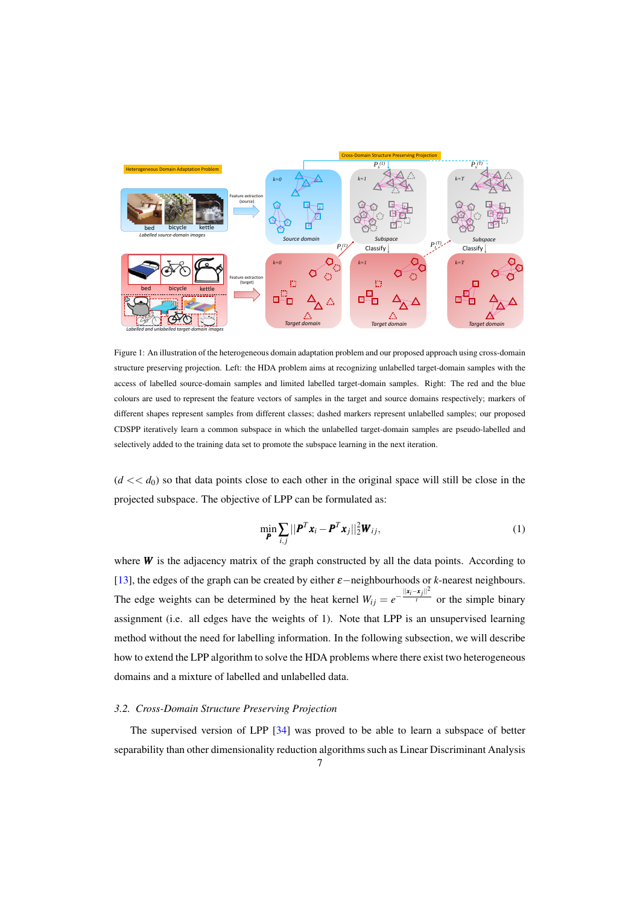Figure 1: An illustration of the heterogeneous domain adaptation problem and our proposed approach using cross-domain structure preserving projection. Left: the HDA problem aims at recognizing unlabelled target-domain samples with the access of labelled source-domain samples and limited labelled target-domain samples. Right: The red and the blue colours are used to represent the feature vectors of samples in the target and source domains respectively; markers of different shapes represent samples from different classes; dashed markers represent unlabelled samples; our proposed CDSPP iteratively learn a common subspace in which the unlabelled target-domain samples are pseudo-labelled and selectively added to the training data set to promote the subspace learning in the next iteration.

($d << d_0$) so that data points close to each other in the original space will still be close in the projected subspace. The objective of LPP can be formulated as:

$$\min_{\boldsymbol{P}} \sum_{i,j} ||\boldsymbol{P}^T \boldsymbol{x}_i - \boldsymbol{P}^T \boldsymbol{x}_j||_2^2 \boldsymbol{W}_{ij}, \tag{1}$$

where $\boldsymbol{W}$ is the adjacency matrix of the graph constructed by all the data points. According to [13], the edges of the graph can be created by either $\varepsilon-$neighbourhoods or $k$-nearest neighbours. The edge weights can be determined by the heat kernel $W_{ij} = e^{-\frac{||\boldsymbol{x}_i - \boldsymbol{x}_j||^2}{t}}$ or the simple binary assignment (i.e. all edges have the weights of 1). Note that LPP is an unsupervised learning method without the need for labelling information. In the following subsection, we will describe how to extend the LPP algorithm to solve the HDA problems where there exist two heterogeneous domains and a mixture of labelled and unlabelled data.

### 3.2. Cross-Domain Structure Preserving Projection

The supervised version of LPP [34] was proved to be able to learn a subspace of better separability than other dimensionality reduction algorithms such as Linear Discriminant Analysis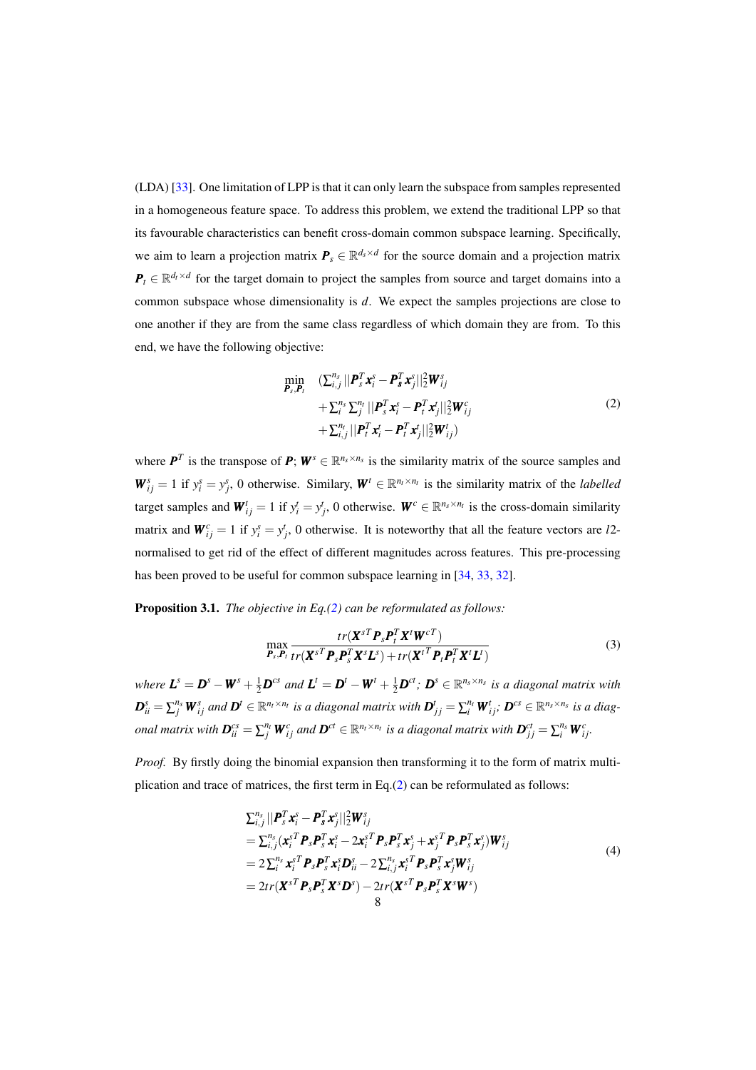(LDA) [33]. One limitation of LPP is that it can only learn the subspace from samples represented in a homogeneous feature space. To address this problem, we extend the traditional LPP so that its favourable characteristics can benefit cross-domain common subspace learning. Specifically, we aim to learn a projection matrix $\boldsymbol{P}_s \in \mathbb{R}^{d_s \times d}$ for the source domain and a projection matrix $\boldsymbol{P}_t \in \mathbb{R}^{d_t \times d}$ for the target domain to project the samples from source and target domains into a common subspace whose dimensionality is $d$. We expect the samples projections are close to one another if they are from the same class regardless of which domain they are from. To this end, we have the following objective:

$$
\begin{aligned}
\min_{\boldsymbol{P}_s, \boldsymbol{P}_t} \quad & (\textstyle\sum_{i,j}^{n_s} ||\boldsymbol{P}_s^T \boldsymbol{x}_i^s - \boldsymbol{P}_s^T \boldsymbol{x}_j^s||_2^2 \boldsymbol{W}_{ij}^s \\
& + \textstyle\sum_{i}^{n_s} \sum_{j}^{n_t} ||\boldsymbol{P}_s^T \boldsymbol{x}_i^s - \boldsymbol{P}_t^T \boldsymbol{x}_j^t||_2^2 \boldsymbol{W}_{ij}^c \\
& + \textstyle\sum_{i,j}^{n_t} ||\boldsymbol{P}_t^T \boldsymbol{x}_i^t - \boldsymbol{P}_t^T \boldsymbol{x}_j^t||_2^2 \boldsymbol{W}_{ij}^t)
\end{aligned}
\tag{2}
$$

where $\boldsymbol{P}^T$ is the transpose of $\boldsymbol{P}$; $\boldsymbol{W}^s \in \mathbb{R}^{n_s \times n_s}$ is the similarity matrix of the source samples and $\boldsymbol{W}_{ij}^s = 1$ if $y_i^s = y_j^s$, 0 otherwise. Similary, $\boldsymbol{W}^t \in \mathbb{R}^{n_t \times n_t}$ is the similarity matrix of the *labelled* target samples and $\boldsymbol{W}_{ij}^t = 1$ if $y_i^t = y_j^t$, 0 otherwise. $\boldsymbol{W}^c \in \mathbb{R}^{n_s \times n_t}$ is the cross-domain similarity matrix and $\boldsymbol{W}_{ij}^c = 1$ if $y_i^s = y_j^t$, 0 otherwise. It is noteworthy that all the feature vectors are $l2$-normalised to get rid of the effect of different magnitudes across features. This pre-processing has been proved to be useful for common subspace learning in [34, 33, 32].

**Proposition 3.1.** *The objective in Eq.(2) can be reformulated as follows:*

$$
\max_{\boldsymbol{P}_s, \boldsymbol{P}_t} \frac{tr(\boldsymbol{X}^{sT} \boldsymbol{P}_s \boldsymbol{P}_t^T \boldsymbol{X}^t \boldsymbol{W}^{cT})}{tr(\boldsymbol{X}^{sT} \boldsymbol{P}_s \boldsymbol{P}_s^T \boldsymbol{X}^s \boldsymbol{L}^s) + tr(\boldsymbol{X}^{tT} \boldsymbol{P}_t \boldsymbol{P}_t^T \boldsymbol{X}^t \boldsymbol{L}^t)}
\tag{3}
$$

*where $\boldsymbol{L}^s = \boldsymbol{D}^s - \boldsymbol{W}^s + \frac{1}{2}\boldsymbol{D}^{cs}$ and $\boldsymbol{L}^t = \boldsymbol{D}^t - \boldsymbol{W}^t + \frac{1}{2}\boldsymbol{D}^{ct}$; $\boldsymbol{D}^s \in \mathbb{R}^{n_s \times n_s}$ is a diagonal matrix with $\boldsymbol{D}_{ii}^s = \sum_j^{n_s} \boldsymbol{W}_{ij}^s$ and $\boldsymbol{D}^t \in \mathbb{R}^{n_t \times n_t}$ is a diagonal matrix with $\boldsymbol{D}_{jj}^t = \sum_i^{n_t} \boldsymbol{W}_{ij}^t$; $\boldsymbol{D}^{cs} \in \mathbb{R}^{n_s \times n_s}$ is a diagonal matrix with $\boldsymbol{D}_{ii}^{cs} = \sum_j^{n_t} \boldsymbol{W}_{ij}^c$ and $\boldsymbol{D}^{ct} \in \mathbb{R}^{n_t \times n_t}$ is a diagonal matrix with $\boldsymbol{D}_{jj}^{ct} = \sum_i^{n_s} \boldsymbol{W}_{ij}^c$.*

*Proof.* By firstly doing the binomial expansion then transforming it to the form of matrix multiplication and trace of matrices, the first term in Eq.(2) can be reformulated as follows:

$$
\begin{aligned}
& \textstyle\sum_{i,j}^{n_s} ||\boldsymbol{P}_s^T \boldsymbol{x}_i^s - \boldsymbol{P}_s^T \boldsymbol{x}_j^s||_2^2 \boldsymbol{W}_{ij}^s \\
&= \textstyle\sum_{i,j}^{n_s} (\boldsymbol{x}_i^{sT} \boldsymbol{P}_s \boldsymbol{P}_s^T \boldsymbol{x}_i^s - 2\boldsymbol{x}_i^{sT} \boldsymbol{P}_s \boldsymbol{P}_s^T \boldsymbol{x}_j^s + \boldsymbol{x}_j^{sT} \boldsymbol{P}_s \boldsymbol{P}_s^T \boldsymbol{x}_j^s) \boldsymbol{W}_{ij}^s \\
&= 2\textstyle\sum_i^{n_s} \boldsymbol{x}_i^{sT} \boldsymbol{P}_s \boldsymbol{P}_s^T \boldsymbol{x}_i^s \boldsymbol{D}_{ii}^s - 2\sum_{i,j}^{n_s} \boldsymbol{x}_i^{sT} \boldsymbol{P}_s \boldsymbol{P}_s^T \boldsymbol{x}_j^s \boldsymbol{W}_{ij}^s \\
&= 2tr(\boldsymbol{X}^{sT} \boldsymbol{P}_s \boldsymbol{P}_s^T \boldsymbol{X}^s \boldsymbol{D}^s) - 2tr(\boldsymbol{X}^{sT} \boldsymbol{P}_s \boldsymbol{P}_s^T \boldsymbol{X}^s \boldsymbol{W}^s)
\end{aligned}
\tag{4}
$$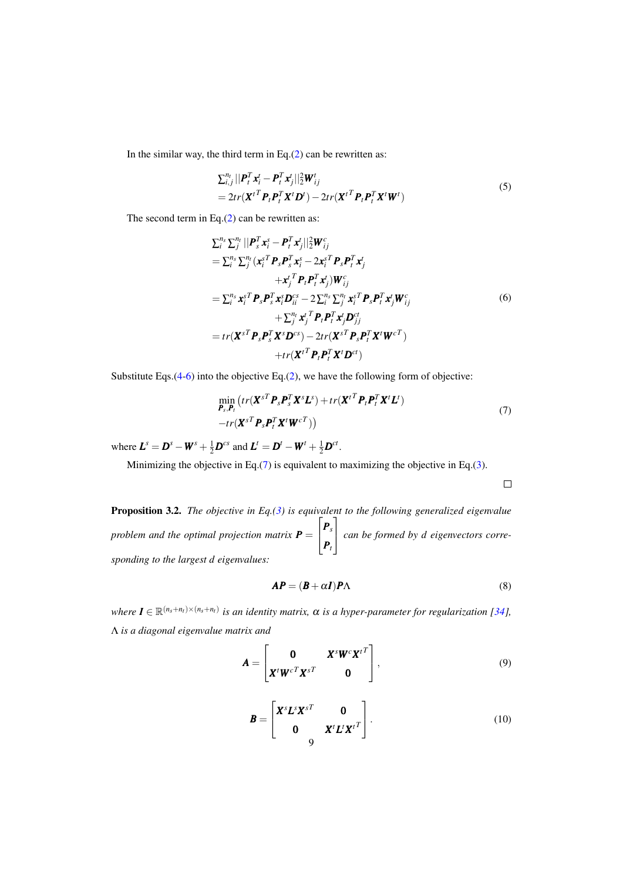In the similar way, the third term in Eq.(2) can be rewritten as:

$$
\begin{aligned}
&\sum_{i,j}^{n_t} ||\boldsymbol{P}_t^T \boldsymbol{x}_i^t - \boldsymbol{P}_t^T \boldsymbol{x}_j^t||_2^2 \boldsymbol{W}_{ij}^t \\
&= 2tr(\boldsymbol{X}^{t^T} \boldsymbol{P}_t \boldsymbol{P}_t^T \boldsymbol{X}^t \boldsymbol{D}^t) - 2tr(\boldsymbol{X}^{t^T} \boldsymbol{P}_t \boldsymbol{P}_t^T \boldsymbol{X}^t \boldsymbol{W}^t)
\end{aligned}
\tag{5}
$$

The second term in Eq.(2) can be rewritten as:

$$
\begin{aligned}
&\sum_i^{n_s} \sum_j^{n_t} ||\boldsymbol{P}_s^T \boldsymbol{x}_i^s - \boldsymbol{P}_t^T \boldsymbol{x}_j^t||_2^2 \boldsymbol{W}_{ij}^c \\
&= \sum_i^{n_s} \sum_j^{n_t} (\boldsymbol{x}_i^{s^T} \boldsymbol{P}_s \boldsymbol{P}_s^T \boldsymbol{x}_i^s - 2\boldsymbol{x}_i^{s^T} \boldsymbol{P}_s \boldsymbol{P}_t^T \boldsymbol{x}_j^t \\
&\quad + \boldsymbol{x}_j^{t^T} \boldsymbol{P}_t \boldsymbol{P}_t^T \boldsymbol{x}_j^t) \boldsymbol{W}_{ij}^c \\
&= \sum_i^{n_s} \boldsymbol{x}_i^{s^T} \boldsymbol{P}_s \boldsymbol{P}_s^T \boldsymbol{x}_i^s \boldsymbol{D}_{ii}^{cs} - 2\sum_i^{n_s} \sum_j^{n_t} \boldsymbol{x}_i^{s^T} \boldsymbol{P}_s \boldsymbol{P}_t^T \boldsymbol{x}_j^t \boldsymbol{W}_{ij}^c \\
&\quad + \sum_j^{n_t} \boldsymbol{x}_j^{t^T} \boldsymbol{P}_t \boldsymbol{P}_t^T \boldsymbol{x}_j^t \boldsymbol{D}_{jj}^{ct} \\
&= tr(\boldsymbol{X}^{s^T} \boldsymbol{P}_s \boldsymbol{P}_s^T \boldsymbol{X}^s \boldsymbol{D}^{cs}) - 2tr(\boldsymbol{X}^{s^T} \boldsymbol{P}_s \boldsymbol{P}_t^T \boldsymbol{X}^t \boldsymbol{W}^{c^T}) \\
&\quad + tr(\boldsymbol{X}^{t^T} \boldsymbol{P}_t \boldsymbol{P}_t^T \boldsymbol{X}^t \boldsymbol{D}^{ct})
\end{aligned}
\tag{6}
$$

Substitute Eqs.(4-6) into the objective Eq.(2), we have the following form of objective:

$$
\begin{aligned}
&\min_{\boldsymbol{P}_s, \boldsymbol{P}_t} \big(tr(\boldsymbol{X}^{s^T} \boldsymbol{P}_s \boldsymbol{P}_s^T \boldsymbol{X}^s \boldsymbol{L}^s) + tr(\boldsymbol{X}^{t^T} \boldsymbol{P}_t \boldsymbol{P}_t^T \boldsymbol{X}^t \boldsymbol{L}^t) \\
&- tr(\boldsymbol{X}^{s^T} \boldsymbol{P}_s \boldsymbol{P}_t^T \boldsymbol{X}^t \boldsymbol{W}^{c^T})\big)
\end{aligned}
\tag{7}
$$

where $\boldsymbol{L}^s = \boldsymbol{D}^s - \boldsymbol{W}^s + \frac{1}{2}\boldsymbol{D}^{cs}$ and $\boldsymbol{L}^t = \boldsymbol{D}^t - \boldsymbol{W}^t + \frac{1}{2}\boldsymbol{D}^{ct}$.

Minimizing the objective in Eq.(7) is equivalent to maximizing the objective in Eq.(3).

□

**Proposition 3.2.** *The objective in Eq.(3) is equivalent to the following generalized eigenvalue problem and the optimal projection matrix* $\boldsymbol{P} = \begin{bmatrix} \boldsymbol{P}_s \\ \boldsymbol{P}_t \end{bmatrix}$ *can be formed by d eigenvectors corresponding to the largest d eigenvalues:*

$$
\boldsymbol{A}\boldsymbol{P} = (\boldsymbol{B} + \alpha \boldsymbol{I})\boldsymbol{P}\Lambda
\tag{8}
$$

*where* $\boldsymbol{I} \in \mathbb{R}^{(n_s+n_t)\times(n_s+n_t)}$ *is an identity matrix,* $\alpha$ *is a hyper-parameter for regularization [34],* $\Lambda$ *is a diagonal eigenvalue matrix and*

$$
\boldsymbol{A} = \begin{bmatrix} \boldsymbol{0} & \boldsymbol{X}^s \boldsymbol{W}^c \boldsymbol{X}^{t^T} \\ \boldsymbol{X}^t \boldsymbol{W}^{c^T} \boldsymbol{X}^{s^T} & \boldsymbol{0} \end{bmatrix},
\tag{9}
$$

$$
\boldsymbol{B} = \begin{bmatrix} \boldsymbol{X}^s \boldsymbol{L}^s \boldsymbol{X}^{s^T} & \boldsymbol{0} \\ \boldsymbol{0} & \boldsymbol{X}^t \boldsymbol{L}^t \boldsymbol{X}^{t^T} \end{bmatrix}.
\tag{10}
$$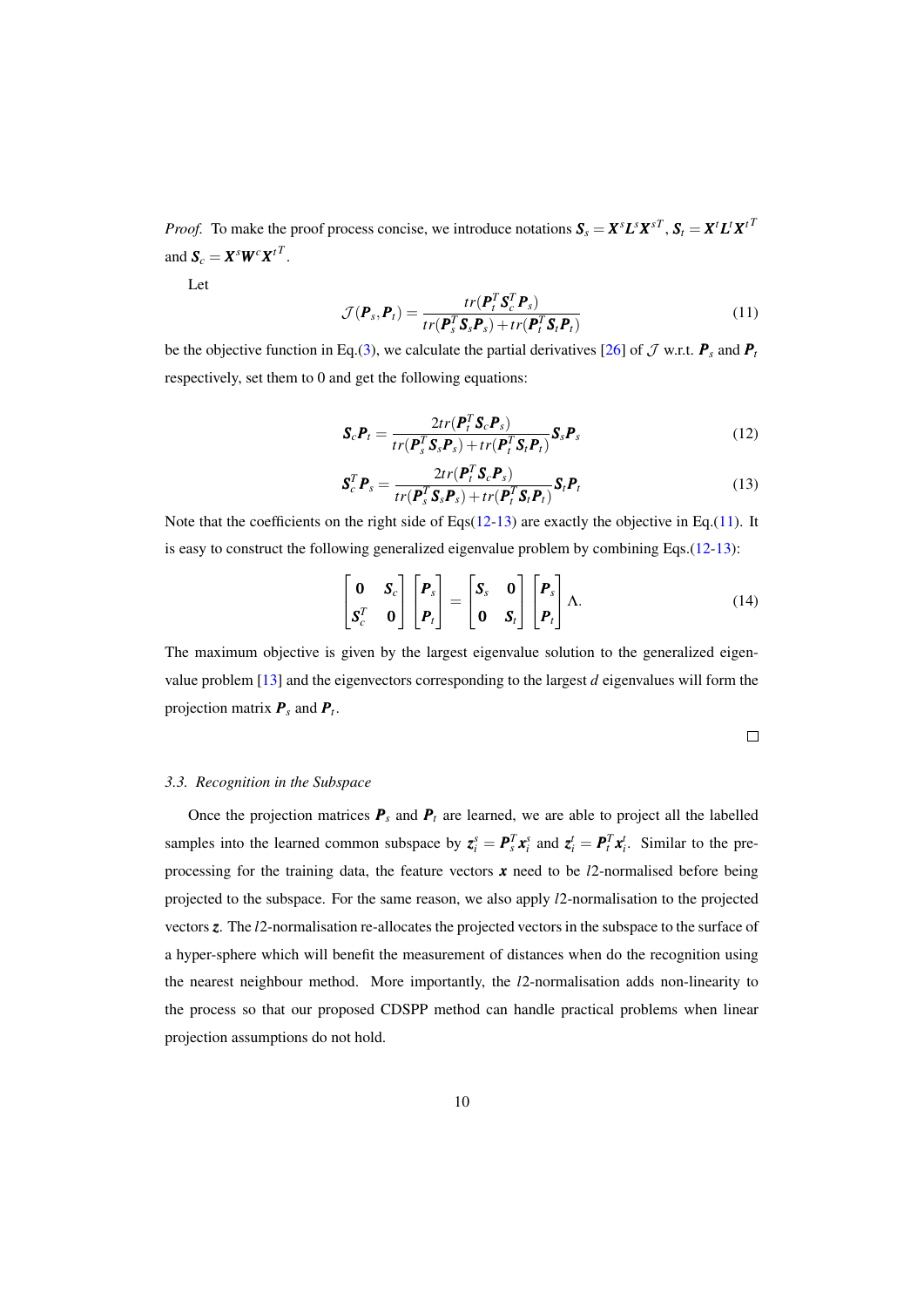*Proof.* To make the proof process concise, we introduce notations $\boldsymbol{S}_s = \boldsymbol{X}^s \boldsymbol{L}^s \boldsymbol{X}^{sT}$, $\boldsymbol{S}_t = \boldsymbol{X}^t \boldsymbol{L}^t \boldsymbol{X}^{t\,T}$ and $\boldsymbol{S}_c = \boldsymbol{X}^s \boldsymbol{W}^c \boldsymbol{X}^{t\,T}$.

Let

$$\mathcal{J}(\boldsymbol{P}_s, \boldsymbol{P}_t) = \frac{tr(\boldsymbol{P}_t^T \boldsymbol{S}_c^T \boldsymbol{P}_s)}{tr(\boldsymbol{P}_s^T \boldsymbol{S}_s \boldsymbol{P}_s) + tr(\boldsymbol{P}_t^T \boldsymbol{S}_t \boldsymbol{P}_t)} \tag{11}$$

be the objective function in Eq.(3), we calculate the partial derivatives [26] of $\mathcal{J}$ w.r.t. $\boldsymbol{P}_s$ and $\boldsymbol{P}_t$ respectively, set them to 0 and get the following equations:

$$\boldsymbol{S}_c \boldsymbol{P}_t = \frac{2tr(\boldsymbol{P}_t^T \boldsymbol{S}_c \boldsymbol{P}_s)}{tr(\boldsymbol{P}_s^T \boldsymbol{S}_s \boldsymbol{P}_s) + tr(\boldsymbol{P}_t^T \boldsymbol{S}_t \boldsymbol{P}_t)} \boldsymbol{S}_s \boldsymbol{P}_s \tag{12}$$

$$\boldsymbol{S}_c^T \boldsymbol{P}_s = \frac{2tr(\boldsymbol{P}_t^T \boldsymbol{S}_c \boldsymbol{P}_s)}{tr(\boldsymbol{P}_s^T \boldsymbol{S}_s \boldsymbol{P}_s) + tr(\boldsymbol{P}_t^T \boldsymbol{S}_t \boldsymbol{P}_t)} \boldsymbol{S}_t \boldsymbol{P}_t \tag{13}$$

Note that the coefficients on the right side of Eqs(12-13) are exactly the objective in Eq.(11). It is easy to construct the following generalized eigenvalue problem by combining Eqs.(12-13):

$$\begin{bmatrix} \boldsymbol{0} & \boldsymbol{S}_c \\ \boldsymbol{S}_c^T & \boldsymbol{0} \end{bmatrix} \begin{bmatrix} \boldsymbol{P}_s \\ \boldsymbol{P}_t \end{bmatrix} = \begin{bmatrix} \boldsymbol{S}_s & \boldsymbol{0} \\ \boldsymbol{0} & \boldsymbol{S}_t \end{bmatrix} \begin{bmatrix} \boldsymbol{P}_s \\ \boldsymbol{P}_t \end{bmatrix} \Lambda. \tag{14}$$

The maximum objective is given by the largest eigenvalue solution to the generalized eigenvalue problem [13] and the eigenvectors corresponding to the largest $d$ eigenvalues will form the projection matrix $\boldsymbol{P}_s$ and $\boldsymbol{P}_t$.

□

### *3.3. Recognition in the Subspace*

Once the projection matrices $\boldsymbol{P}_s$ and $\boldsymbol{P}_t$ are learned, we are able to project all the labelled samples into the learned common subspace by $\boldsymbol{z}_i^s = \boldsymbol{P}_s^T \boldsymbol{x}_i^s$ and $\boldsymbol{z}_i^t = \boldsymbol{P}_t^T \boldsymbol{x}_i^t$. Similar to the pre-processing for the training data, the feature vectors $\boldsymbol{x}$ need to be $l2$-normalised before being projected to the subspace. For the same reason, we also apply $l2$-normalisation to the projected vectors $\boldsymbol{z}$. The $l2$-normalisation re-allocates the projected vectors in the subspace to the surface of a hyper-sphere which will benefit the measurement of distances when do the recognition using the nearest neighbour method. More importantly, the $l2$-normalisation adds non-linearity to the process so that our proposed CDSPP method can handle practical problems when linear projection assumptions do not hold.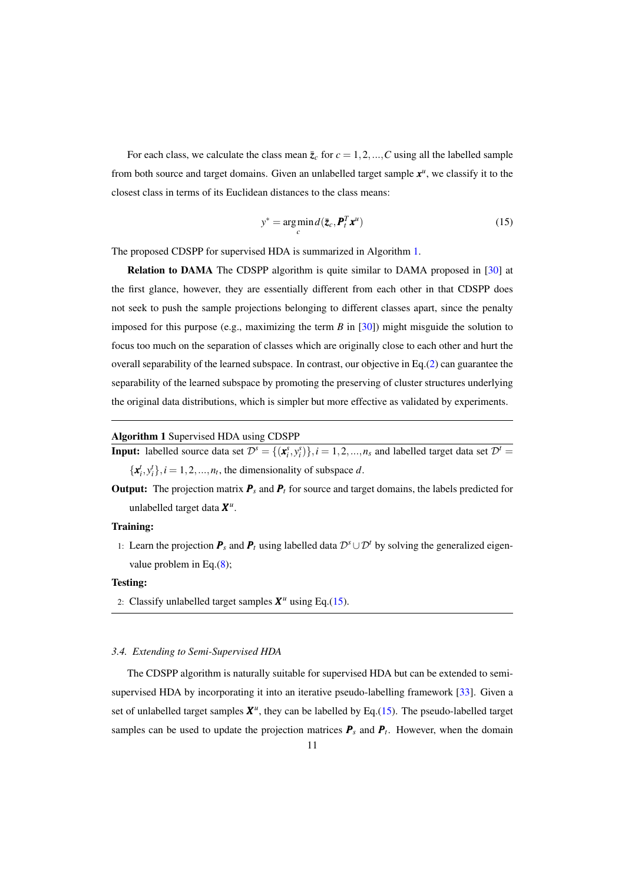For each class, we calculate the class mean $\bar{\boldsymbol{z}}_c$ for $c = 1, 2, ..., C$ using all the labelled sample from both source and target domains. Given an unlabelled target sample $\boldsymbol{x}^u$, we classify it to the closest class in terms of its Euclidean distances to the class means:

$$y^* = \arg\min_c d(\bar{\boldsymbol{z}}_c, \boldsymbol{P}_t^T \boldsymbol{x}^u) \tag{15}$$

The proposed CDSPP for supervised HDA is summarized in Algorithm 1.

**Relation to DAMA** The CDSPP algorithm is quite similar to DAMA proposed in [30] at the first glance, however, they are essentially different from each other in that CDSPP does not seek to push the sample projections belonging to different classes apart, since the penalty imposed for this purpose (e.g., maximizing the term $B$ in [30]) might misguide the solution to focus too much on the separation of classes which are originally close to each other and hurt the overall separability of the learned subspace. In contrast, our objective in Eq.(2) can guarantee the separability of the learned subspace by promoting the preserving of cluster structures underlying the original data distributions, which is simpler but more effective as validated by experiments.

---

**Algorithm 1** Supervised HDA using CDSPP

---

**Input:** labelled source data set $\mathcal{D}^s = \{(\boldsymbol{x}_i^s, y_i^s)\}, i = 1, 2, ..., n_s$ and labelled target data set $\mathcal{D}^t = \{\boldsymbol{x}_i^t, y_i^t\}, i = 1, 2, ..., n_t$, the dimensionality of subspace $d$.

**Output:** The projection matrix $\boldsymbol{P}_s$ and $\boldsymbol{P}_t$ for source and target domains, the labels predicted for unlabelled target data $\boldsymbol{X}^u$.

**Training:**

1: Learn the projection $\boldsymbol{P}_s$ and $\boldsymbol{P}_t$ using labelled data $\mathcal{D}^s \cup \mathcal{D}^t$ by solving the generalized eigenvalue problem in Eq.(8);

**Testing:**

2: Classify unlabelled target samples $\boldsymbol{X}^u$ using Eq.(15).

---

### 3.4. Extending to Semi-Supervised HDA

The CDSPP algorithm is naturally suitable for supervised HDA but can be extended to semi-supervised HDA by incorporating it into an iterative pseudo-labelling framework [33]. Given a set of unlabelled target samples $\boldsymbol{X}^u$, they can be labelled by Eq.(15). The pseudo-labelled target samples can be used to update the projection matrices $\boldsymbol{P}_s$ and $\boldsymbol{P}_t$. However, when the domain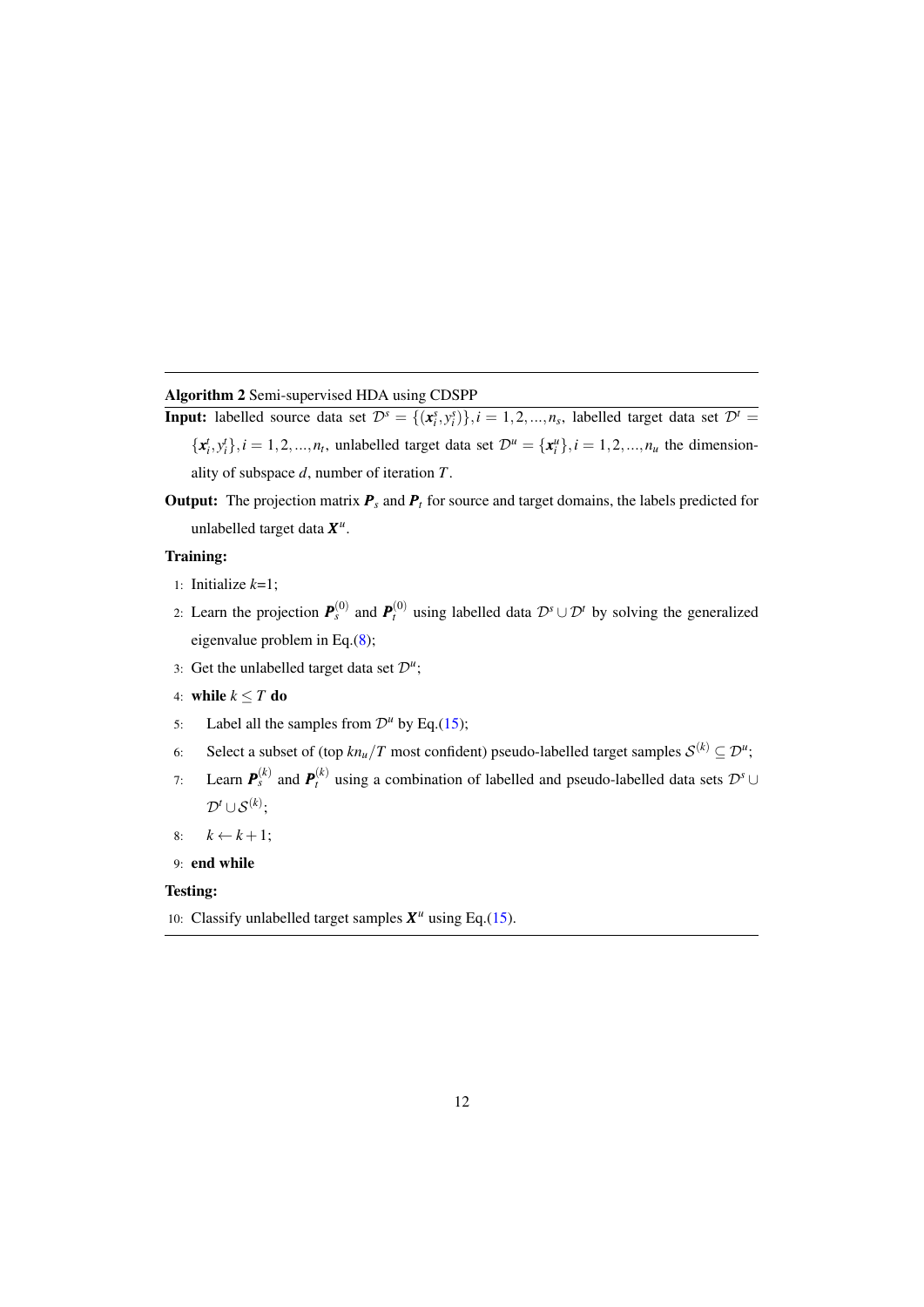**Algorithm 2** Semi-supervised HDA using CDSPP

**Input:** labelled source data set $\mathcal{D}^s = \{(\boldsymbol{x}_i^s, y_i^s)\}, i = 1, 2, ..., n_s$, labelled target data set $\mathcal{D}^t = \{\boldsymbol{x}_i^t, y_i^t\}, i = 1, 2, ..., n_t$, unlabelled target data set $\mathcal{D}^u = \{\boldsymbol{x}_i^u\}, i = 1, 2, ..., n_u$ the dimensionality of subspace $d$, number of iteration $T$.

**Output:** The projection matrix $\boldsymbol{P}_s$ and $\boldsymbol{P}_t$ for source and target domains, the labels predicted for unlabelled target data $\boldsymbol{X}^u$.

**Training:**

1: Initialize $k$=1;

2: Learn the projection $\boldsymbol{P}_s^{(0)}$ and $\boldsymbol{P}_t^{(0)}$ using labelled data $\mathcal{D}^s \cup \mathcal{D}^t$ by solving the generalized eigenvalue problem in Eq.(8);

3: Get the unlabelled target data set $\mathcal{D}^u$;

4: **while** $k \leq T$ **do**

5: &nbsp;&nbsp;&nbsp;&nbsp;Label all the samples from $\mathcal{D}^u$ by Eq.(15);

6: &nbsp;&nbsp;&nbsp;&nbsp;Select a subset of (top $kn_u/T$ most confident) pseudo-labelled target samples $\mathcal{S}^{(k)} \subseteq \mathcal{D}^u$;

7: &nbsp;&nbsp;&nbsp;&nbsp;Learn $\boldsymbol{P}_s^{(k)}$ and $\boldsymbol{P}_t^{(k)}$ using a combination of labelled and pseudo-labelled data sets $\mathcal{D}^s \cup \mathcal{D}^t \cup \mathcal{S}^{(k)}$;

8: &nbsp;&nbsp;&nbsp;&nbsp;$k \leftarrow k + 1$;

9: **end while**

**Testing:**

10: Classify unlabelled target samples $\boldsymbol{X}^u$ using Eq.(15).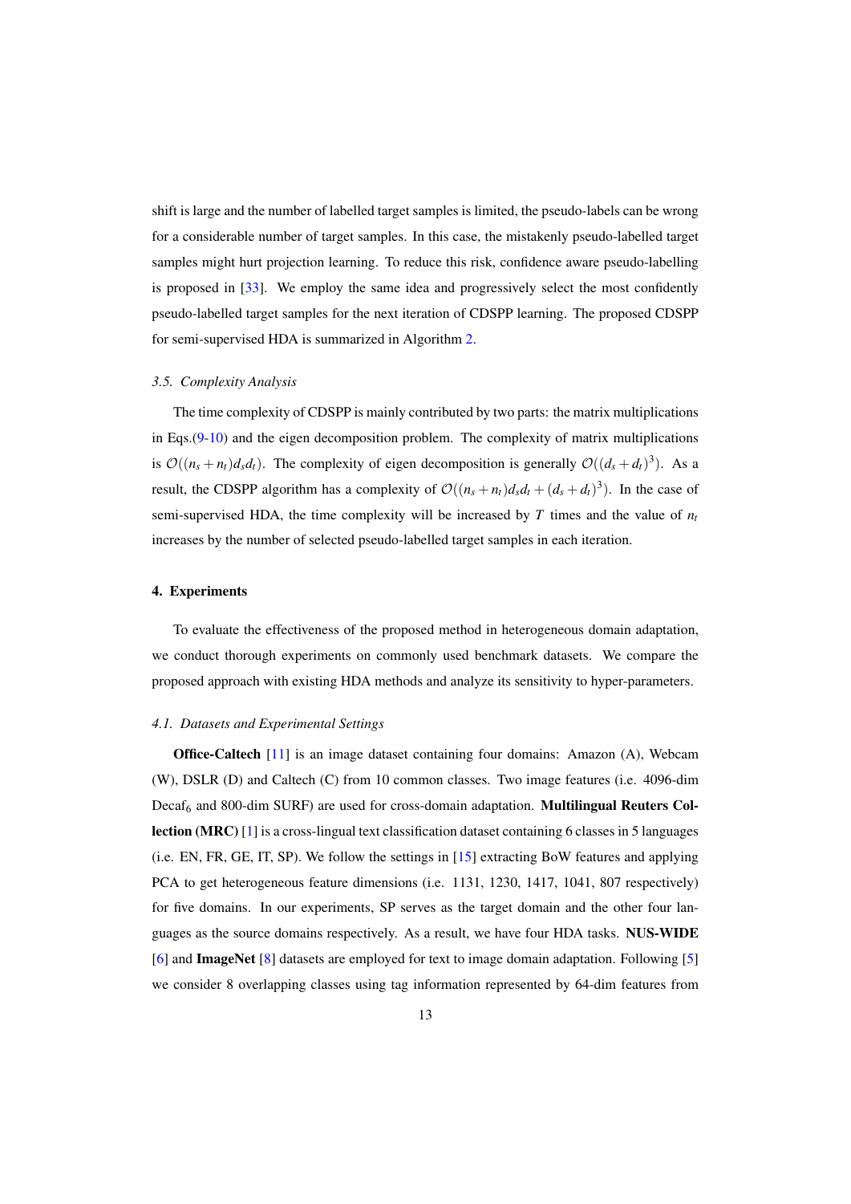shift is large and the number of labelled target samples is limited, the pseudo-labels can be wrong for a considerable number of target samples. In this case, the mistakenly pseudo-labelled target samples might hurt projection learning. To reduce this risk, confidence aware pseudo-labelling is proposed in [33]. We employ the same idea and progressively select the most confidently pseudo-labelled target samples for the next iteration of CDSPP learning. The proposed CDSPP for semi-supervised HDA is summarized in Algorithm 2.

### *3.5. Complexity Analysis*

The time complexity of CDSPP is mainly contributed by two parts: the matrix multiplications in Eqs.(9-10) and the eigen decomposition problem. The complexity of matrix multiplications is $\mathcal{O}((n_s+n_t)d_sd_t)$. The complexity of eigen decomposition is generally $\mathcal{O}((d_s+d_t)^3)$. As a result, the CDSPP algorithm has a complexity of $\mathcal{O}((n_s+n_t)d_sd_t+(d_s+d_t)^3)$. In the case of semi-supervised HDA, the time complexity will be increased by $T$ times and the value of $n_t$ increases by the number of selected pseudo-labelled target samples in each iteration.

## 4. Experiments

To evaluate the effectiveness of the proposed method in heterogeneous domain adaptation, we conduct thorough experiments on commonly used benchmark datasets. We compare the proposed approach with existing HDA methods and analyze its sensitivity to hyper-parameters.

### *4.1. Datasets and Experimental Settings*

**Office-Caltech** [11] is an image dataset containing four domains: Amazon (A), Webcam (W), DSLR (D) and Caltech (C) from 10 common classes. Two image features (i.e. 4096-dim Decaf$_6$ and 800-dim SURF) are used for cross-domain adaptation. **Multilingual Reuters Collection (MRC)** [1] is a cross-lingual text classification dataset containing 6 classes in 5 languages (i.e. EN, FR, GE, IT, SP). We follow the settings in [15] extracting BoW features and applying PCA to get heterogeneous feature dimensions (i.e. 1131, 1230, 1417, 1041, 807 respectively) for five domains. In our experiments, SP serves as the target domain and the other four languages as the source domains respectively. As a result, we have four HDA tasks. **NUS-WIDE** [6] and **ImageNet** [8] datasets are employed for text to image domain adaptation. Following [5] we consider 8 overlapping classes using tag information represented by 64-dim features from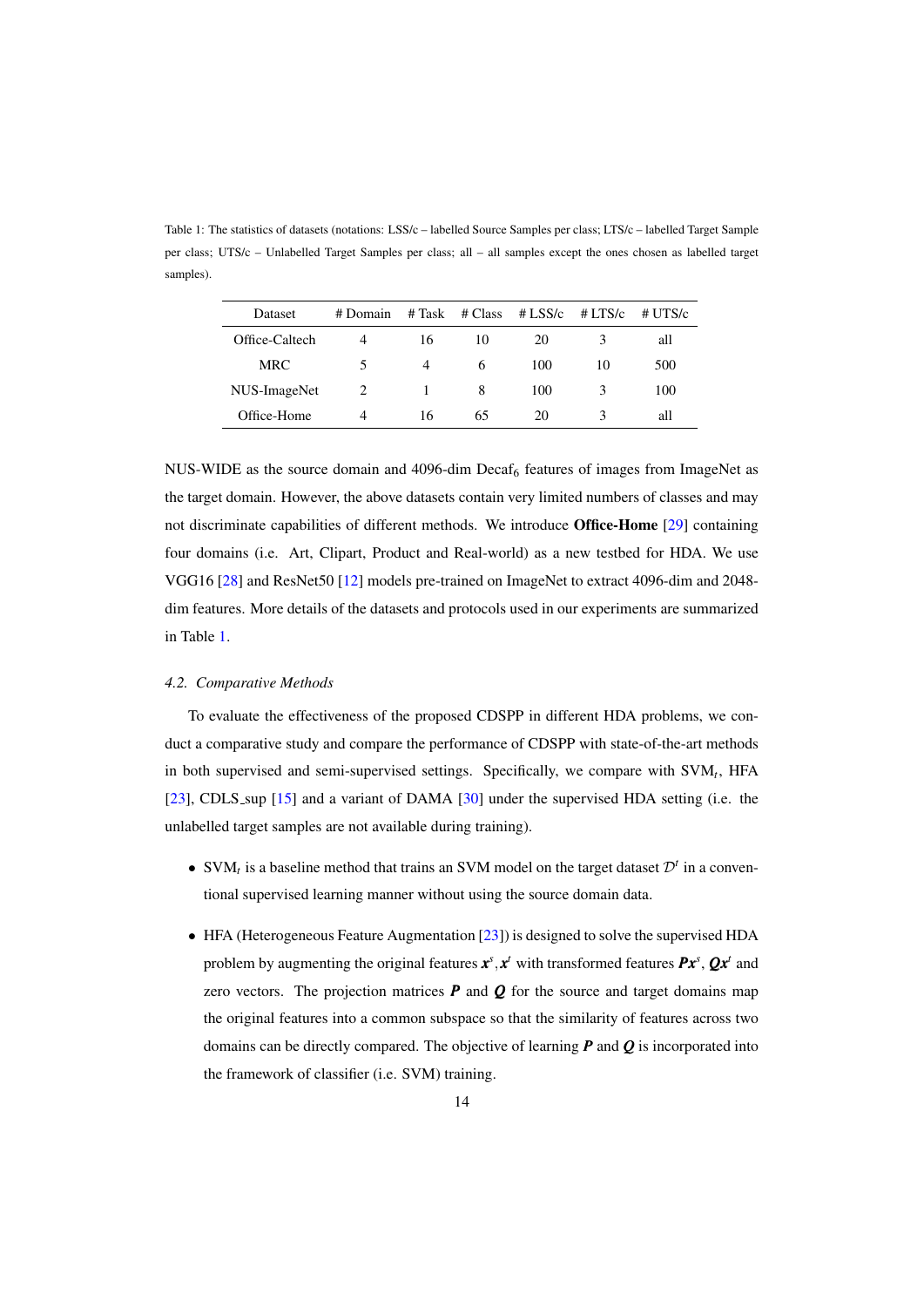Table 1: The statistics of datasets (notations: LSS/c – labelled Source Samples per class; LTS/c – labelled Target Sample per class; UTS/c – Unlabelled Target Samples per class; all – all samples except the ones chosen as labelled target samples).

| Dataset | # Domain | # Task | # Class | # LSS/c | # LTS/c | # UTS/c |
|---|---|---|---|---|---|---|
| Office-Caltech | 4 | 16 | 10 | 20 | 3 | all |
| MRC | 5 | 4 | 6 | 100 | 10 | 500 |
| NUS-ImageNet | 2 | 1 | 8 | 100 | 3 | 100 |
| Office-Home | 4 | 16 | 65 | 20 | 3 | all |

NUS-WIDE as the source domain and 4096-dim Decaf$_6$ features of images from ImageNet as the target domain. However, the above datasets contain very limited numbers of classes and may not discriminate capabilities of different methods. We introduce **Office-Home** [29] containing four domains (i.e. Art, Clipart, Product and Real-world) as a new testbed for HDA. We use VGG16 [28] and ResNet50 [12] models pre-trained on ImageNet to extract 4096-dim and 2048-dim features. More details of the datasets and protocols used in our experiments are summarized in Table 1.

### 4.2. Comparative Methods

To evaluate the effectiveness of the proposed CDSPP in different HDA problems, we conduct a comparative study and compare the performance of CDSPP with state-of-the-art methods in both supervised and semi-supervised settings. Specifically, we compare with SVM$_t$, HFA [23], CDLS_sup [15] and a variant of DAMA [30] under the supervised HDA setting (i.e. the unlabelled target samples are not available during training).

- SVM$_t$ is a baseline method that trains an SVM model on the target dataset $\mathcal{D}^t$ in a conventional supervised learning manner without using the source domain data.
- HFA (Heterogeneous Feature Augmentation [23]) is designed to solve the supervised HDA problem by augmenting the original features $\boldsymbol{x}^s, \boldsymbol{x}^t$ with transformed features $\boldsymbol{P}\boldsymbol{x}^s$, $\boldsymbol{Q}\boldsymbol{x}^t$ and zero vectors. The projection matrices $\boldsymbol{P}$ and $\boldsymbol{Q}$ for the source and target domains map the original features into a common subspace so that the similarity of features across two domains can be directly compared. The objective of learning $\boldsymbol{P}$ and $\boldsymbol{Q}$ is incorporated into the framework of classifier (i.e. SVM) training.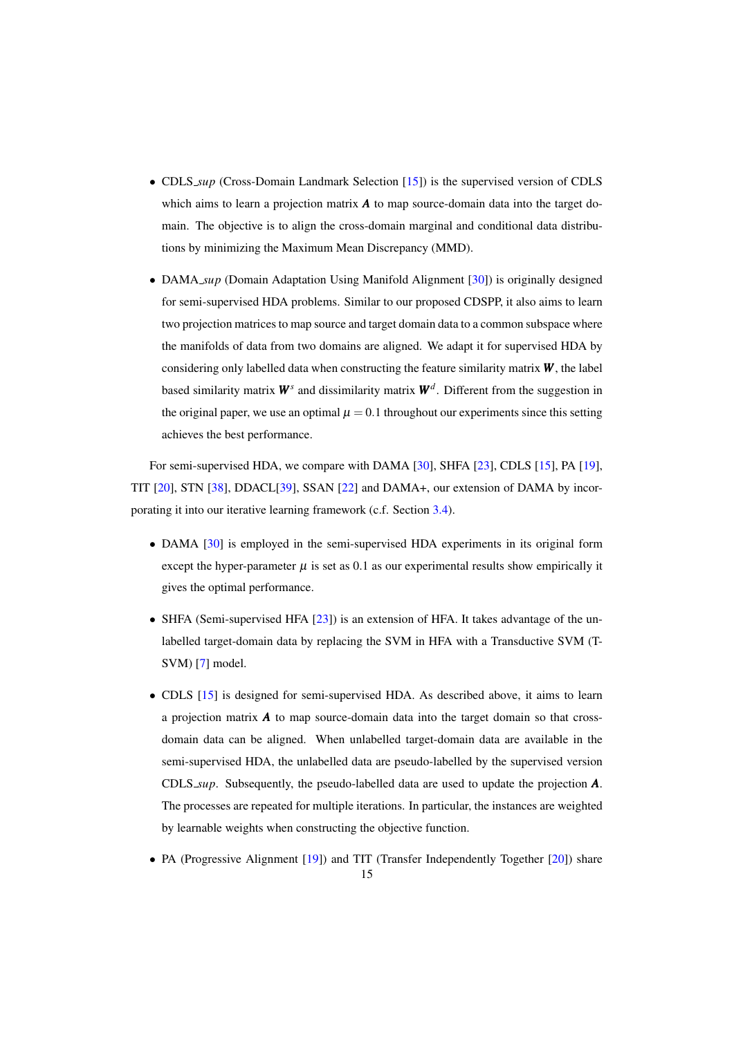- CDLS_*sup* (Cross-Domain Landmark Selection [15]) is the supervised version of CDLS which aims to learn a projection matrix $\boldsymbol{A}$ to map source-domain data into the target domain. The objective is to align the cross-domain marginal and conditional data distributions by minimizing the Maximum Mean Discrepancy (MMD).

- DAMA_*sup* (Domain Adaptation Using Manifold Alignment [30]) is originally designed for semi-supervised HDA problems. Similar to our proposed CDSPP, it also aims to learn two projection matrices to map source and target domain data to a common subspace where the manifolds of data from two domains are aligned. We adapt it for supervised HDA by considering only labelled data when constructing the feature similarity matrix $\boldsymbol{W}$, the label based similarity matrix $\boldsymbol{W}^s$ and dissimilarity matrix $\boldsymbol{W}^d$. Different from the suggestion in the original paper, we use an optimal $\mu = 0.1$ throughout our experiments since this setting achieves the best performance.

For semi-supervised HDA, we compare with DAMA [30], SHFA [23], CDLS [15], PA [19], TIT [20], STN [38], DDACL[39], SSAN [22] and DAMA+, our extension of DAMA by incorporating it into our iterative learning framework (c.f. Section 3.4).

- DAMA [30] is employed in the semi-supervised HDA experiments in its original form except the hyper-parameter $\mu$ is set as 0.1 as our experimental results show empirically it gives the optimal performance.

- SHFA (Semi-supervised HFA [23]) is an extension of HFA. It takes advantage of the unlabelled target-domain data by replacing the SVM in HFA with a Transductive SVM (T-SVM) [7] model.

- CDLS [15] is designed for semi-supervised HDA. As described above, it aims to learn a projection matrix $\boldsymbol{A}$ to map source-domain data into the target domain so that cross-domain data can be aligned. When unlabelled target-domain data are available in the semi-supervised HDA, the unlabelled data are pseudo-labelled by the supervised version CDLS_*sup*. Subsequently, the pseudo-labelled data are used to update the projection $\boldsymbol{A}$. The processes are repeated for multiple iterations. In particular, the instances are weighted by learnable weights when constructing the objective function.

- PA (Progressive Alignment [19]) and TIT (Transfer Independently Together [20]) share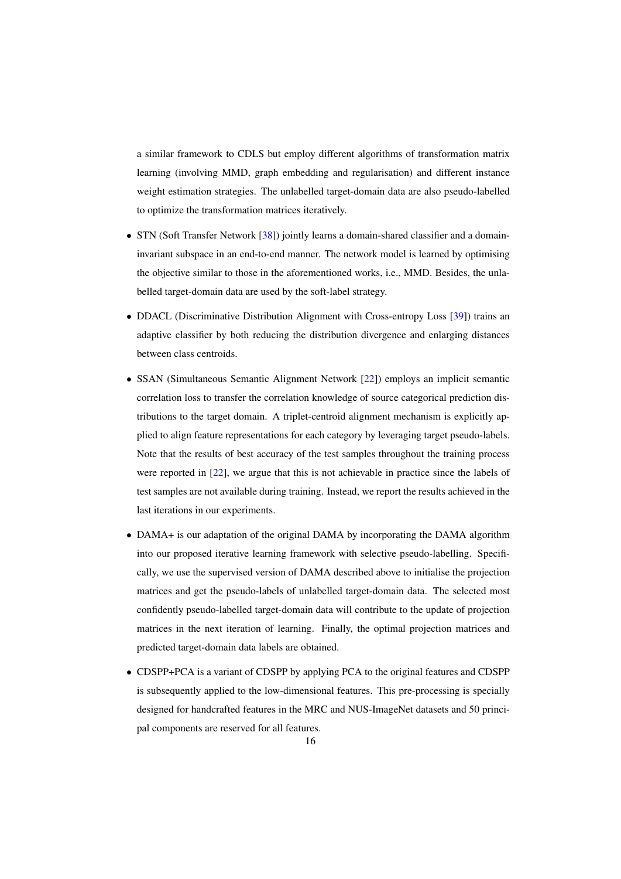a similar framework to CDLS but employ different algorithms of transformation matrix learning (involving MMD, graph embedding and regularisation) and different instance weight estimation strategies. The unlabelled target-domain data are also pseudo-labelled to optimize the transformation matrices iteratively.

- STN (Soft Transfer Network [38]) jointly learns a domain-shared classifier and a domain-invariant subspace in an end-to-end manner. The network model is learned by optimising the objective similar to those in the aforementioned works, i.e., MMD. Besides, the unlabelled target-domain data are used by the soft-label strategy.

- DDACL (Discriminative Distribution Alignment with Cross-entropy Loss [39]) trains an adaptive classifier by both reducing the distribution divergence and enlarging distances between class centroids.

- SSAN (Simultaneous Semantic Alignment Network [22]) employs an implicit semantic correlation loss to transfer the correlation knowledge of source categorical prediction distributions to the target domain. A triplet-centroid alignment mechanism is explicitly applied to align feature representations for each category by leveraging target pseudo-labels. Note that the results of best accuracy of the test samples throughout the training process were reported in [22], we argue that this is not achievable in practice since the labels of test samples are not available during training. Instead, we report the results achieved in the last iterations in our experiments.

- DAMA+ is our adaptation of the original DAMA by incorporating the DAMA algorithm into our proposed iterative learning framework with selective pseudo-labelling. Specifically, we use the supervised version of DAMA described above to initialise the projection matrices and get the pseudo-labels of unlabelled target-domain data. The selected most confidently pseudo-labelled target-domain data will contribute to the update of projection matrices in the next iteration of learning. Finally, the optimal projection matrices and predicted target-domain data labels are obtained.

- CDSPP+PCA is a variant of CDSPP by applying PCA to the original features and CDSPP is subsequently applied to the low-dimensional features. This pre-processing is specially designed for handcrafted features in the MRC and NUS-ImageNet datasets and 50 principal components are reserved for all features.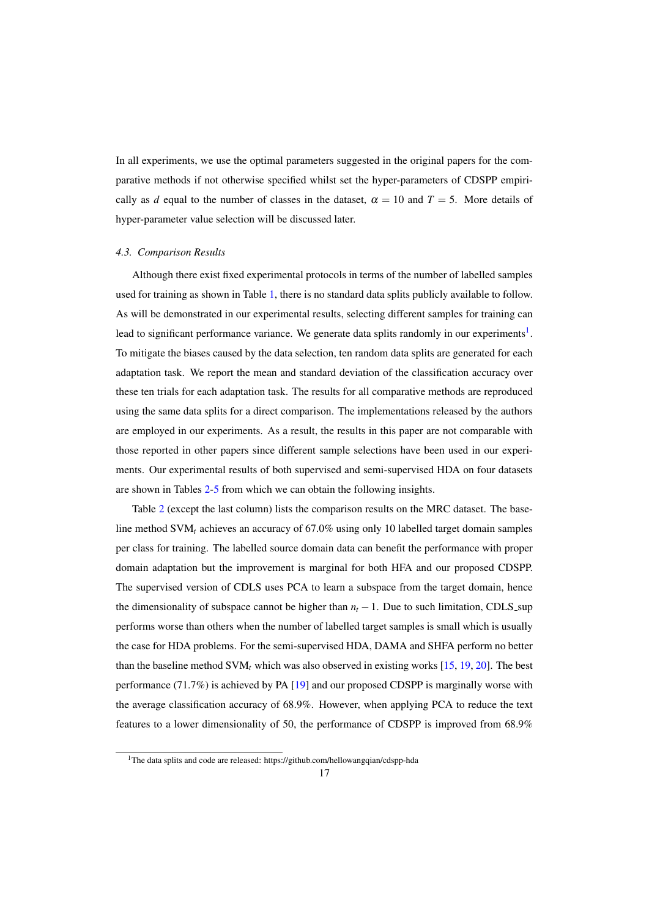In all experiments, we use the optimal parameters suggested in the original papers for the comparative methods if not otherwise specified whilst set the hyper-parameters of CDSPP empirically as $d$ equal to the number of classes in the dataset, $\alpha = 10$ and $T = 5$. More details of hyper-parameter value selection will be discussed later.

### 4.3. Comparison Results

Although there exist fixed experimental protocols in terms of the number of labelled samples used for training as shown in Table 1, there is no standard data splits publicly available to follow. As will be demonstrated in our experimental results, selecting different samples for training can lead to significant performance variance. We generate data splits randomly in our experiments[1]. To mitigate the biases caused by the data selection, ten random data splits are generated for each adaptation task. We report the mean and standard deviation of the classification accuracy over these ten trials for each adaptation task. The results for all comparative methods are reproduced using the same data splits for a direct comparison. The implementations released by the authors are employed in our experiments. As a result, the results in this paper are not comparable with those reported in other papers since different sample selections have been used in our experiments. Our experimental results of both supervised and semi-supervised HDA on four datasets are shown in Tables 2-5 from which we can obtain the following insights.

Table 2 (except the last column) lists the comparison results on the MRC dataset. The baseline method SVM$_t$ achieves an accuracy of 67.0% using only 10 labelled target domain samples per class for training. The labelled source domain data can benefit the performance with proper domain adaptation but the improvement is marginal for both HFA and our proposed CDSPP. The supervised version of CDLS uses PCA to learn a subspace from the target domain, hence the dimensionality of subspace cannot be higher than $n_t - 1$. Due to such limitation, CDLS_sup performs worse than others when the number of labelled target samples is small which is usually the case for HDA problems. For the semi-supervised HDA, DAMA and SHFA perform no better than the baseline method SVM$_t$ which was also observed in existing works [15, 19, 20]. The best performance (71.7%) is achieved by PA [19] and our proposed CDSPP is marginally worse with the average classification accuracy of 68.9%. However, when applying PCA to reduce the text features to a lower dimensionality of 50, the performance of CDSPP is improved from 68.9%

[1] The data splits and code are released: https://github.com/hellowangqian/cdspp-hda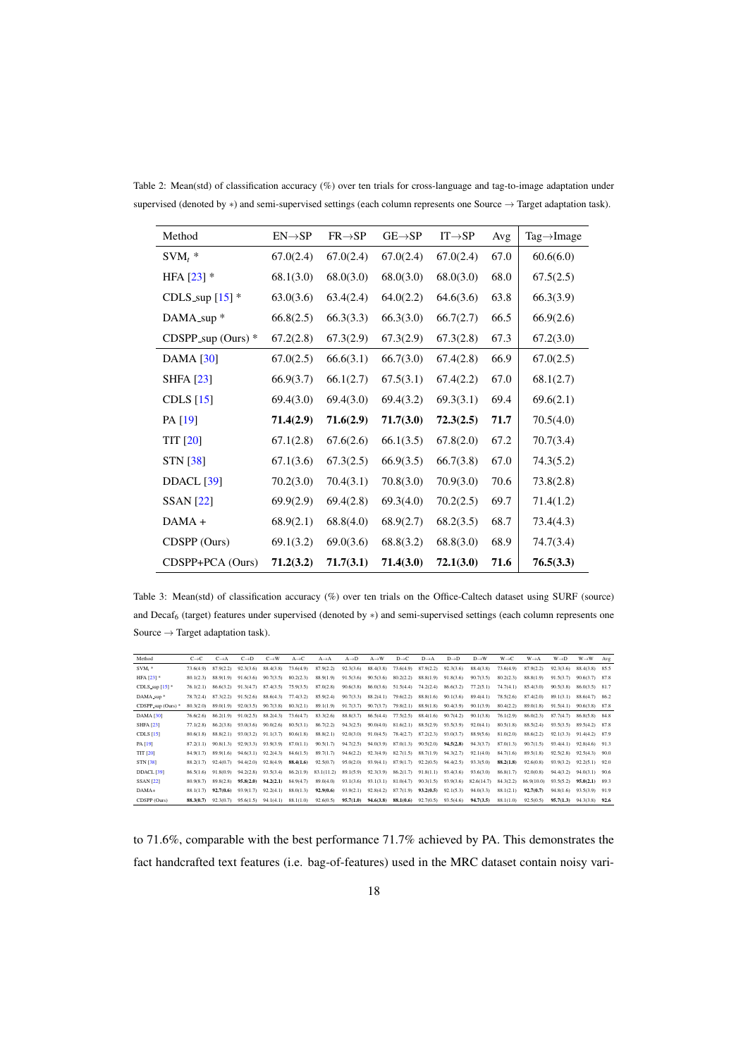Table 2: Mean(std) of classification accuracy (%) over ten trials for cross-language and tag-to-image adaptation under supervised (denoted by ∗) and semi-supervised settings (each column represents one Source → Target adaptation task).

| Method | EN→SP | FR→SP | GE→SP | IT→SP | Avg | Tag→Image |
|---|---|---|---|---|---|---|
| $SVM_t$ * | 67.0(2.4) | 67.0(2.4) | 67.0(2.4) | 67.0(2.4) | 67.0 | 60.6(6.0) |
| HFA [23] * | 68.1(3.0) | 68.0(3.0) | 68.0(3.0) | 68.0(3.0) | 68.0 | 67.5(2.5) |
| CDLS_sup [15] * | 63.0(3.6) | 63.4(2.4) | 64.0(2.2) | 64.6(3.6) | 63.8 | 66.3(3.9) |
| DAMA_sup * | 66.8(2.5) | 66.3(3.3) | 66.3(3.0) | 66.7(2.7) | 66.5 | 66.9(2.6) |
| CDSPP_sup (Ours) * | 67.2(2.8) | 67.3(2.9) | 67.3(2.9) | 67.3(2.8) | 67.3 | 67.2(3.0) |
| DAMA [30] | 67.0(2.5) | 66.6(3.1) | 66.7(3.0) | 67.4(2.8) | 66.9 | 67.0(2.5) |
| SHFA [23] | 66.9(3.7) | 66.1(2.7) | 67.5(3.1) | 67.4(2.2) | 67.0 | 68.1(2.7) |
| CDLS [15] | 69.4(3.0) | 69.4(3.0) | 69.4(3.2) | 69.3(3.1) | 69.4 | 69.6(2.1) |
| PA [19] | **71.4(2.9)** | **71.6(2.9)** | **71.7(3.0)** | **72.3(2.5)** | **71.7** | 70.5(4.0) |
| TIT [20] | 67.1(2.8) | 67.6(2.6) | 66.1(3.5) | 67.8(2.0) | 67.2 | 70.7(3.4) |
| STN [38] | 67.1(3.6) | 67.3(2.5) | 66.9(3.5) | 66.7(3.8) | 67.0 | 74.3(5.2) |
| DDACL [39] | 70.2(3.0) | 70.4(3.1) | 70.8(3.0) | 70.9(3.0) | 70.6 | 73.8(2.8) |
| SSAN [22] | 69.9(2.9) | 69.4(2.8) | 69.3(4.0) | 70.2(2.5) | 69.7 | 71.4(1.2) |
| DAMA + | 68.9(2.1) | 68.8(4.0) | 68.9(2.7) | 68.2(3.5) | 68.7 | 73.4(4.3) |
| CDSPP (Ours) | 69.1(3.2) | 69.0(3.6) | 68.8(3.2) | 68.8(3.0) | 68.9 | 74.7(3.4) |
| CDSPP+PCA (Ours) | **71.2(3.2)** | **71.7(3.1)** | **71.4(3.0)** | **72.1(3.0)** | **71.6** | **76.5(3.3)** |

Table 3: Mean(std) of classification accuracy (%) over ten trials on the Office-Caltech dataset using SURF (source) and $Decaf_6$ (target) features under supervised (denoted by ∗) and semi-supervised settings (each column represents one Source → Target adaptation task).

| Method | C→C | C→A | C→D | C→W | A→C | A→A | A→D | A→W | D→C | D→A | D→D | D→W | W→C | W→A | W→D | W→W | Avg |
|---|---|---|---|---|---|---|---|---|---|---|---|---|---|---|---|---|---|
| $SVM_t$ * | 73.6(4.9) | 87.9(2.2) | 92.3(3.6) | 88.4(3.8) | 73.6(4.9) | 87.9(2.2) | 92.3(3.6) | 88.4(3.8) | 73.6(4.9) | 87.9(2.2) | 92.3(3.6) | 88.4(3.8) | 73.6(4.9) | 87.9(2.2) | 92.3(3.6) | 88.4(3.8) | 85.5 |
| HFA [23] * | 80.1(2.3) | 88.9(1.9) | 91.6(3.6) | 90.7(3.5) | 80.2(2.3) | 88.9(1.9) | 91.5(3.6) | 90.5(3.6) | 80.2(2.2) | 88.8(1.9) | 91.8(3.6) | 90.7(3.5) | 80.2(2.3) | 88.8(1.9) | 91.5(3.7) | 90.6(3.7) | 87.8 |
| CDLS_sup [15] * | 76.1(2.1) | 86.6(3.2) | 91.3(4.7) | 87.4(3.5) | 75.9(3.5) | 87.0(2.8) | 90.6(3.8) | 86.0(3.6) | 51.5(4.4) | 74.2(2.4) | 86.6(3.2) | 77.2(5.1) | 74.7(4.1) | 85.4(3.0) | 90.5(3.8) | 86.0(3.5) | 81.7 |
| DAMA_sup * | 78.7(2.4) | 87.3(2.2) | 91.5(2.6) | 88.6(4.3) | 77.4(3.2) | 85.9(2.4) | 90.7(3.3) | 88.2(4.1) | 79.6(2.2) | 88.8(1.6) | 90.1(3.6) | 89.4(4.1) | 78.5(2.6) | 87.4(2.0) | 89.1(3.1) | 88.6(4.7) | 86.2 |
| CDSPP_sup (Ours) * | 80.3(2.0) | 89.0(1.9) | 92.0(3.5) | 90.7(3.8) | 80.3(2.1) | 89.1(1.9) | 91.7(3.7) | 90.7(3.7) | 79.8(2.1) | 88.9(1.8) | 90.4(3.9) | 90.1(3.9) | 80.4(2.2) | 89.0(1.8) | 91.5(4.1) | 90.6(3.8) | 87.8 |
| DAMA [30] | 76.6(2.6) | 86.2(1.9) | 91.0(2.5) | 88.2(4.3) | 73.6(4.7) | 83.3(2.6) | 88.8(3.7) | 86.5(4.4) | 77.5(2.5) | 88.4(1.6) | 90.7(4.2) | 90.1(3.8) | 76.1(2.9) | 86.0(2.3) | 87.7(4.7) | 86.8(5.8) | 84.8 |
| SHFA [23] | 77.1(2.8) | 86.2(3.8) | 93.0(3.6) | 90.0(2.6) | 80.5(3.1) | 86.7(2.2) | 94.3(2.5) | 90.0(4.0) | 81.6(2.1) | 88.5(2.9) | 93.5(3.9) | 92.0(4.1) | 80.5(1.8) | 88.5(2.4) | 93.5(3.5) | 89.5(4.2) | 87.8 |
| CDLS [15] | 80.6(1.8) | 88.8(2.1) | 93.0(3.2) | 91.1(3.7) | 80.6(1.8) | 88.8(2.1) | 92.0(3.0) | 91.0(4.5) | 78.4(2.7) | 87.2(2.3) | 93.0(3.7) | 88.9(5.6) | 81.0(2.0) | 88.6(2.2) | 92.1(3.3) | 91.4(4.2) | 87.9 |
| PA [19] | 87.2(1.1) | 90.8(1.3) | 92.9(3.3) | 93.9(3.9) | 87.0(1.1) | 90.5(1.7) | 94.7(2.5) | 94.0(3.9) | 87.0(1.3) | 90.5(2.0) | **94.5(2.8)** | 94.3(3.7) | 87.0(1.3) | 90.7(1.5) | 93.4(4.1) | 92.8(4.6) | 91.3 |
| TIT [20] | 84.9(1.7) | 89.9(1.6) | 94.6(3.1) | 92.2(4.3) | 84.6(1.5) | 89.7(1.7) | 94.6(2.2) | 92.3(4.9) | 82.7(1.5) | 88.7(1.9) | 94.3(2.7) | 92.1(4.0) | 84.7(1.6) | 89.5(1.8) | 92.5(2.8) | 92.5(4.3) | 90.0 |
| STN [38] | 88.2(1.7) | 92.4(0.7) | 94.4(2.0) | 92.8(4.9) | **88.4(1.6)** | 92.5(0.7) | 95.0(2.0) | 93.9(4.1) | 87.9(1.7) | 92.2(0.5) | 94.4(2.5) | 93.3(5.0) | **88.2(1.8)** | 92.6(0.8) | 93.9(3.2) | 92.2(5.1) | 92.0 |
| DDACL [39] | 86.5(1.6) | 91.8(0.9) | 94.2(2.8) | 93.5(3.4) | 86.2(1.9) | 83.1(11.2) | 89.1(5.9) | 92.3(3.9) | 86.2(1.7) | 91.8(1.1) | 93.4(3.6) | 93.6(3.0) | 86.8(1.7) | 92.0(0.8) | 94.4(3.2) | 94.0(3.1) | 90.6 |
| SSAN [22] | 80.9(8.7) | 89.8(2.8) | **95.8(2.0)** | **94.2(2.1)** | 84.9(4.7) | 89.0(4.0) | 93.1(3.6) | 93.1(3.1) | 81.0(4.7) | 90.3(1.5) | 93.9(3.6) | 82.6(14.7) | 84.3(2.2) | 86.9(10.0) | 93.5(5.2) | **95.0(2.1)** | 89.3 |
| DAMA+ | 88.1(1.7) | **92.7(0.6)** | 93.9(1.7) | 92.2(4.1) | 88.0(1.3) | **92.9(0.6)** | 93.9(2.1) | 92.8(4.2) | 87.7(1.9) | **93.2(0.5)** | 92.1(5.3) | 94.0(3.3) | 88.1(2.1) | **92.7(0.7)** | 94.8(1.6) | 93.5(3.9) | 91.9 |
| CDSPP (Ours) | **88.3(0.7)** | 92.3(0.7) | 95.6(1.5) | 94.1(4.1) | 88.1(1.0) | 92.6(0.5) | **95.7(1.0)** | **94.6(3.8)** | **88.1(0.6)** | 92.7(0.5) | 93.5(4.6) | **94.7(3.5)** | 88.1(1.0) | 92.5(0.5) | **95.7(1.3)** | 94.3(3.8) | **92.6** |

to 71.6%, comparable with the best performance 71.7% achieved by PA. This demonstrates the fact handcrafted text features (i.e. bag-of-features) used in the MRC dataset contain noisy vari-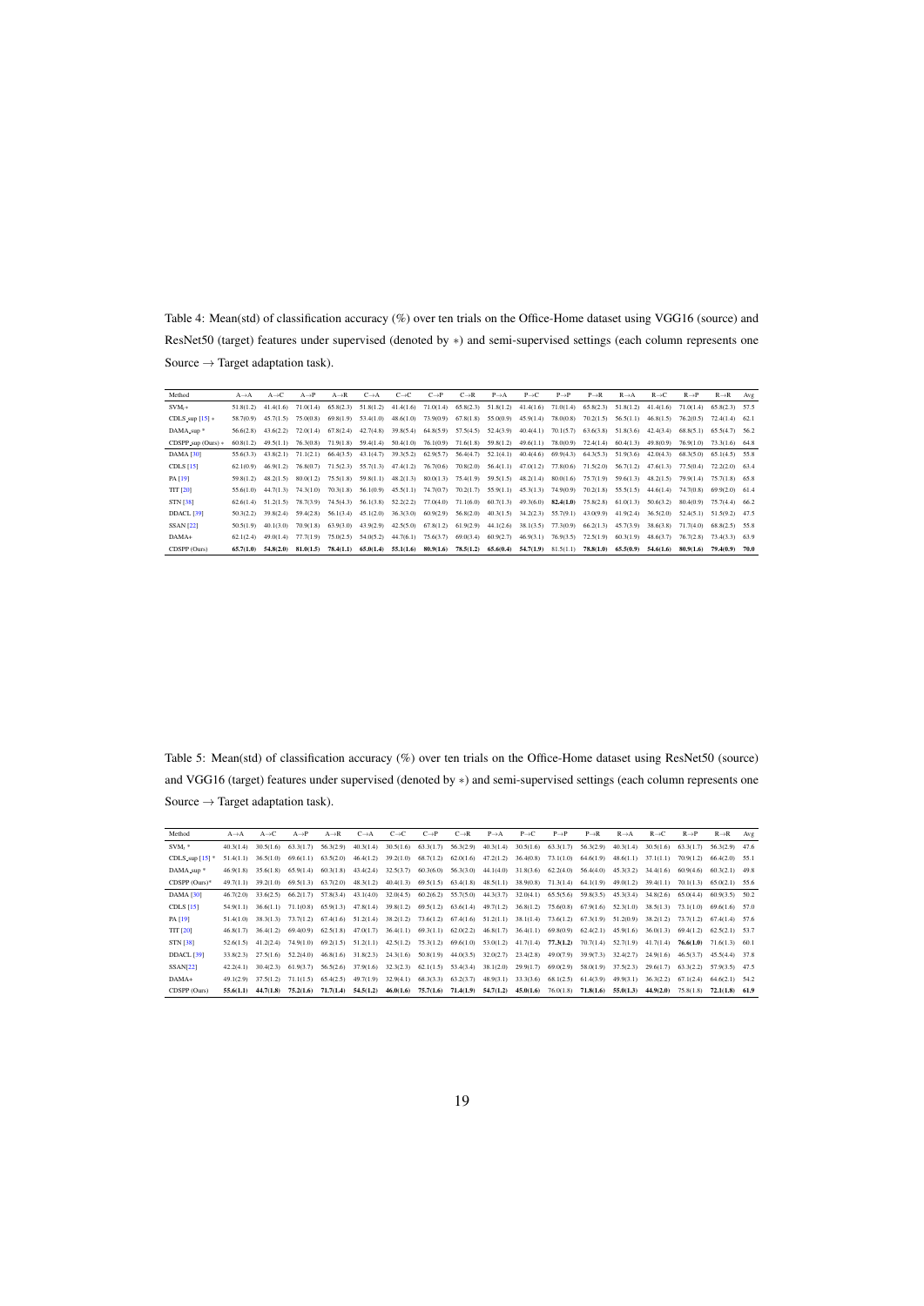Table 4: Mean(std) of classification accuracy (%) over ten trials on the Office-Home dataset using VGG16 (source) and ResNet50 (target) features under supervised (denoted by ∗) and semi-supervised settings (each column represents one Source → Target adaptation task).

| Method | A→A | A→C | A→P | A→R | C→A | C→C | C→P | C→R | P→A | P→C | P→P | P→R | R→A | R→C | R→P | R→R | Avg |
|---|---|---|---|---|---|---|---|---|---|---|---|---|---|---|---|---|---|
| $SVM_t$∗ | 51.8(1.2) | 41.4(1.6) | 71.0(1.4) | 65.8(2.3) | 51.8(1.2) | 41.4(1.6) | 71.0(1.4) | 65.8(2.3) | 51.8(1.2) | 41.4(1.6) | 71.0(1.4) | 65.8(2.3) | 51.8(1.2) | 41.4(1.6) | 71.0(1.4) | 65.8(2.3) | 57.5 |
| CDLS_sup [15] ∗ | 58.7(0.9) | 45.7(1.5) | 75.0(0.8) | 69.8(1.9) | 53.4(1.0) | 48.6(1.0) | 73.9(0.9) | 67.8(1.8) | 55.0(0.9) | 45.9(1.4) | 78.0(0.8) | 70.2(1.5) | 56.5(1.1) | 46.8(1.5) | 76.2(0.5) | 72.4(1.4) | 62.1 |
| DAMA_sup ∗ | 56.6(2.8) | 43.6(2.2) | 72.0(1.4) | 67.8(2.4) | 42.7(4.8) | 39.8(5.4) | 64.8(5.9) | 57.5(4.5) | 52.4(3.9) | 40.4(4.1) | 70.1(5.7) | 63.6(3.8) | 51.8(3.6) | 42.4(3.4) | 68.8(5.1) | 65.5(4.7) | 56.2 |
| CDSPP_sup (Ours) ∗ | 60.8(1.2) | 49.5(1.1) | 76.3(0.8) | 71.9(1.8) | 59.4(1.4) | 50.4(1.0) | 76.1(0.9) | 71.6(1.8) | 59.8(1.2) | 49.6(1.1) | 78.0(0.9) | 72.4(1.4) | 60.4(1.3) | 49.8(0.9) | 76.9(1.0) | 73.3(1.6) | 64.8 |
| DAMA [30] | 55.6(3.3) | 43.8(2.1) | 71.1(2.1) | 66.4(3.5) | 43.1(4.7) | 39.3(5.2) | 62.9(5.7) | 56.4(4.7) | 52.1(4.1) | 40.4(4.6) | 69.9(4.3) | 64.3(5.3) | 51.9(3.6) | 42.0(4.3) | 68.3(5.0) | 65.1(4.5) | 55.8 |
| CDLS [15] | 62.1(0.9) | 46.9(1.2) | 76.8(0.7) | 71.5(2.3) | 55.7(1.3) | 47.4(1.2) | 76.7(0.6) | 70.8(2.0) | 56.4(1.1) | 47.0(1.2) | 77.8(0.6) | 71.5(2.0) | 56.7(1.2) | 47.6(1.3) | 77.5(0.4) | 72.2(2.0) | 63.4 |
| PA [19] | 59.8(1.2) | 48.2(1.5) | 80.0(1.2) | 75.5(1.8) | 59.8(1.1) | 48.2(1.3) | 80.0(1.3) | 75.4(1.9) | 59.5(1.5) | 48.2(1.4) | 80.0(1.6) | 75.7(1.9) | 59.6(1.3) | 48.2(1.5) | 79.9(1.4) | 75.7(1.8) | 65.8 |
| TIT [20] | 55.6(1.0) | 44.7(1.3) | 74.3(1.0) | 70.3(1.8) | 56.1(0.9) | 45.5(1.1) | 74.7(0.7) | 70.2(1.7) | 55.9(1.1) | 45.3(1.3) | 74.9(0.9) | 70.2(1.8) | 55.5(1.5) | 44.6(1.4) | 74.7(0.8) | 69.9(2.0) | 61.4 |
| STN [38] | 62.6(1.4) | 51.2(1.5) | 78.7(3.9) | 74.5(4.3) | 56.1(3.8) | 52.2(2.2) | 77.0(4.0) | 71.1(6.0) | 60.7(1.3) | 49.3(6.0) | **82.4(1.0)** | 75.8(2.8) | 61.0(1.3) | 50.6(3.2) | 80.4(0.9) | 75.7(4.4) | 66.2 |
| DDACL [39] | 50.3(2.2) | 39.8(2.4) | 59.4(2.8) | 56.1(3.4) | 45.1(2.0) | 36.3(3.0) | 60.9(2.9) | 56.8(2.0) | 40.3(1.5) | 34.2(2.3) | 55.7(9.1) | 43.0(9.9) | 41.9(2.4) | 36.5(2.0) | 52.4(5.1) | 51.5(9.2) | 47.5 |
| SSAN [22] | 50.5(1.9) | 40.1(3.0) | 70.9(1.8) | 63.9(3.0) | 43.9(2.9) | 42.5(5.0) | 67.8(1.2) | 61.9(2.9) | 44.1(2.6) | 38.1(3.5) | 77.3(0.9) | 66.2(1.3) | 45.7(3.9) | 38.6(3.8) | 71.7(4.0) | 68.8(2.5) | 55.8 |
| DAMA+ | 62.1(2.4) | 49.0(1.4) | 77.7(1.9) | 75.0(2.5) | 54.0(5.2) | 44.7(6.1) | 75.6(3.7) | 69.0(3.4) | 60.9(2.7) | 46.9(3.1) | 76.9(3.5) | 72.5(1.9) | 60.3(1.9) | 48.6(3.7) | 76.7(2.8) | 73.4(3.3) | 63.9 |
| CDSPP (Ours) | **65.7(1.0)** | **54.8(2.0)** | **81.0(1.5)** | **78.4(1.1)** | **65.0(1.4)** | **55.1(1.6)** | **80.9(1.6)** | **78.5(1.2)** | **65.6(0.4)** | **54.7(1.9)** | 81.5(1.1) | **78.8(1.0)** | **65.5(0.9)** | **54.6(1.6)** | **80.9(1.6)** | **79.4(0.9)** | **70.0** |

Table 5: Mean(std) of classification accuracy (%) over ten trials on the Office-Home dataset using ResNet50 (source) and VGG16 (target) features under supervised (denoted by ∗) and semi-supervised settings (each column represents one Source → Target adaptation task).

| Method | A→A | A→C | A→P | A→R | C→A | C→C | C→P | C→R | P→A | P→C | P→P | P→R | R→A | R→C | R→P | R→R | Avg |
|---|---|---|---|---|---|---|---|---|---|---|---|---|---|---|---|---|---|
| $SVM_t$ ∗ | 40.3(1.4) | 30.5(1.6) | 63.3(1.7) | 56.3(2.9) | 40.3(1.4) | 30.5(1.6) | 63.3(1.7) | 56.3(2.9) | 40.3(1.4) | 30.5(1.6) | 63.3(1.7) | 56.3(2.9) | 40.3(1.4) | 30.5(1.6) | 63.3(1.7) | 56.3(2.9) | 47.6 |
| CDLS_sup [15] ∗ | 51.4(1.1) | 36.5(1.0) | 69.6(1.1) | 63.5(2.0) | 46.4(1.2) | 39.2(1.0) | 68.7(1.2) | 62.0(1.6) | 47.2(1.2) | 36.4(0.8) | 73.1(1.0) | 64.6(1.9) | 48.6(1.1) | 37.1(1.1) | 70.9(1.2) | 66.4(2.0) | 55.1 |
| DAMA_sup ∗ | 46.9(1.8) | 35.6(1.8) | 65.9(1.4) | 60.3(1.8) | 43.4(2.4) | 32.5(3.7) | 60.3(6.0) | 56.3(3.0) | 44.1(4.0) | 31.8(3.6) | 62.2(4.0) | 56.4(4.0) | 45.3(3.2) | 34.4(1.6) | 60.9(4.6) | 60.3(2.1) | 49.8 |
| CDSPP (Ours)∗ | 49.7(1.1) | 39.2(1.0) | 69.5(1.3) | 63.7(2.0) | 48.3(1.2) | 40.4(1.3) | 69.5(1.5) | 63.4(1.8) | 48.5(1.1) | 38.9(0.8) | 71.3(1.4) | 64.1(1.9) | 49.0(1.2) | 39.4(1.1) | 70.1(1.3) | 65.0(2.1) | 55.6 |
| DAMA [30] | 46.7(2.0) | 33.6(2.5) | 66.2(1.7) | 57.8(3.4) | 43.1(4.0) | 32.0(4.5) | 60.2(6.2) | 55.7(5.0) | 44.3(3.7) | 32.0(4.1) | 65.5(5.6) | 59.8(3.5) | 45.3(3.4) | 34.8(2.6) | 65.0(4.4) | 60.9(3.5) | 50.2 |
| CDLS [15] | 54.9(1.1) | 36.6(1.1) | 71.1(0.8) | 65.9(1.3) | 47.8(1.4) | 39.8(1.2) | 69.5(1.2) | 63.6(1.4) | 49.7(1.2) | 36.8(1.2) | 75.6(0.8) | 67.9(1.6) | 52.3(1.0) | 38.5(1.3) | 73.1(1.0) | 69.6(1.6) | 57.0 |
| PA [19] | 51.4(1.0) | 38.3(1.3) | 73.7(1.2) | 67.4(1.6) | 51.2(1.4) | 38.2(1.2) | 73.6(1.2) | 67.4(1.6) | 51.2(1.1) | 38.1(1.4) | 73.6(1.2) | 67.3(1.9) | 51.2(0.9) | 38.2(1.2) | 73.7(1.2) | 67.4(1.4) | 57.6 |
| TIT [20] | 46.8(1.7) | 36.4(1.2) | 69.4(0.9) | 62.5(1.8) | 47.0(1.7) | 36.4(1.1) | 69.3(1.1) | 62.0(2.2) | 46.8(1.7) | 36.4(1.1) | 69.8(0.9) | 62.4(2.1) | 45.9(1.6) | 36.0(1.3) | 69.4(1.2) | 62.5(2.1) | 53.7 |
| STN [38] | 52.6(1.5) | 41.2(2.4) | 74.9(1.0) | 69.2(1.5) | 51.2(1.1) | 42.5(1.2) | 75.3(1.2) | 69.6(1.0) | 53.0(1.2) | 41.7(1.4) | **77.3(1.2)** | 70.7(1.4) | 52.7(1.9) | 41.7(1.4) | **76.6(1.0)** | 71.6(1.3) | 60.1 |
| DDACL [39] | 33.8(2.3) | 27.5(1.6) | 52.2(4.0) | 46.8(1.6) | 31.8(2.3) | 24.3(1.6) | 50.8(1.9) | 44.0(3.5) | 32.0(2.7) | 23.4(2.8) | 49.0(7.9) | 39.9(7.3) | 32.4(2.7) | 24.9(1.6) | 46.5(3.7) | 45.5(4.4) | 37.8 |
| SSAN[22] | 42.2(4.1) | 30.4(2.3) | 61.9(3.7) | 56.5(2.6) | 37.9(1.6) | 32.3(2.3) | 62.1(1.5) | 53.4(3.4) | 38.1(2.0) | 29.9(1.7) | 69.0(2.9) | 58.0(1.9) | 37.5(2.3) | 29.6(1.7) | 63.3(2.2) | 57.9(3.5) | 47.5 |
| DAMA+ | 49.1(2.9) | 37.5(1.2) | 71.1(1.5) | 65.4(2.5) | 49.7(1.9) | 32.9(4.1) | 68.3(3.3) | 63.2(3.7) | 48.9(3.1) | 33.3(3.6) | 68.1(2.5) | 61.4(3.9) | 49.9(3.1) | 36.3(2.2) | 67.1(2.4) | 64.6(2.1) | 54.2 |
| CDSPP (Ours) | **55.6(1.1)** | **44.7(1.8)** | **75.2(1.6)** | **71.7(1.4)** | **54.5(1.2)** | **46.0(1.6)** | **75.7(1.6)** | **71.4(1.9)** | **54.7(1.2)** | **45.0(1.6)** | 76.0(1.8) | **71.8(1.6)** | **55.0(1.3)** | **44.9(2.0)** | 75.8(1.8) | **72.1(1.8)** | **61.9** |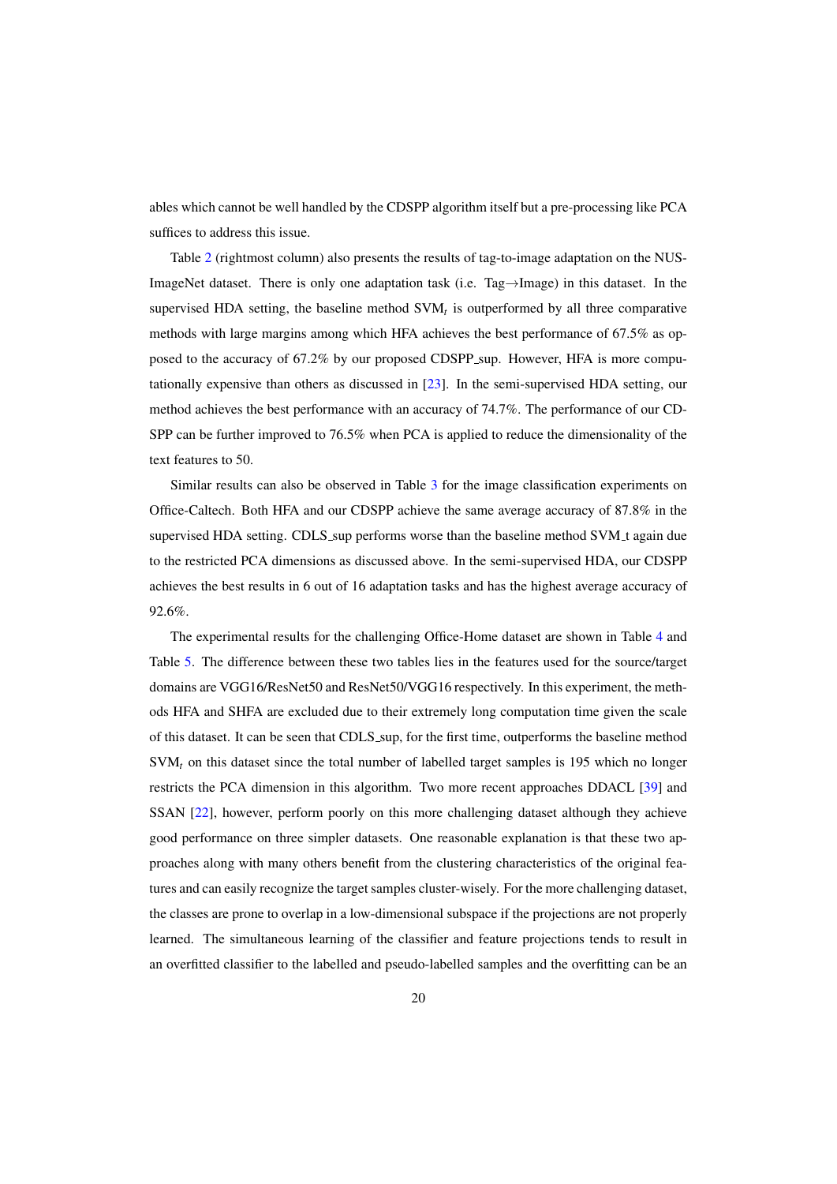ables which cannot be well handled by the CDSPP algorithm itself but a pre-processing like PCA suffices to address this issue.

Table 2 (rightmost column) also presents the results of tag-to-image adaptation on the NUS-ImageNet dataset. There is only one adaptation task (i.e. Tag→Image) in this dataset. In the supervised HDA setting, the baseline method $SVM_t$ is outperformed by all three comparative methods with large margins among which HFA achieves the best performance of 67.5% as opposed to the accuracy of 67.2% by our proposed CDSPP_sup. However, HFA is more computationally expensive than others as discussed in [23]. In the semi-supervised HDA setting, our method achieves the best performance with an accuracy of 74.7%. The performance of our CDSPP can be further improved to 76.5% when PCA is applied to reduce the dimensionality of the text features to 50.

Similar results can also be observed in Table 3 for the image classification experiments on Office-Caltech. Both HFA and our CDSPP achieve the same average accuracy of 87.8% in the supervised HDA setting. CDLS_sup performs worse than the baseline method SVM_t again due to the restricted PCA dimensions as discussed above. In the semi-supervised HDA, our CDSPP achieves the best results in 6 out of 16 adaptation tasks and has the highest average accuracy of 92.6%.

The experimental results for the challenging Office-Home dataset are shown in Table 4 and Table 5. The difference between these two tables lies in the features used for the source/target domains are VGG16/ResNet50 and ResNet50/VGG16 respectively. In this experiment, the methods HFA and SHFA are excluded due to their extremely long computation time given the scale of this dataset. It can be seen that CDLS_sup, for the first time, outperforms the baseline method $SVM_t$ on this dataset since the total number of labelled target samples is 195 which no longer restricts the PCA dimension in this algorithm. Two more recent approaches DDACL [39] and SSAN [22], however, perform poorly on this more challenging dataset although they achieve good performance on three simpler datasets. One reasonable explanation is that these two approaches along with many others benefit from the clustering characteristics of the original features and can easily recognize the target samples cluster-wisely. For the more challenging dataset, the classes are prone to overlap in a low-dimensional subspace if the projections are not properly learned. The simultaneous learning of the classifier and feature projections tends to result in an overfitted classifier to the labelled and pseudo-labelled samples and the overfitting can be an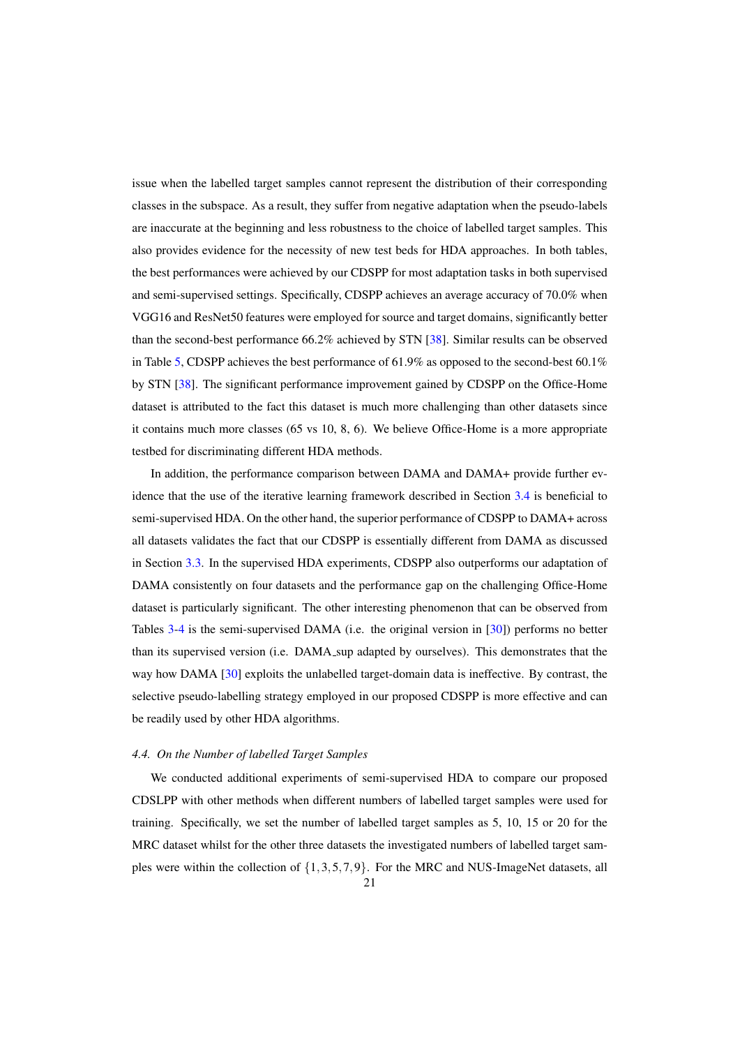issue when the labelled target samples cannot represent the distribution of their corresponding classes in the subspace. As a result, they suffer from negative adaptation when the pseudo-labels are inaccurate at the beginning and less robustness to the choice of labelled target samples. This also provides evidence for the necessity of new test beds for HDA approaches. In both tables, the best performances were achieved by our CDSPP for most adaptation tasks in both supervised and semi-supervised settings. Specifically, CDSPP achieves an average accuracy of 70.0% when VGG16 and ResNet50 features were employed for source and target domains, significantly better than the second-best performance 66.2% achieved by STN [38]. Similar results can be observed in Table 5, CDSPP achieves the best performance of 61.9% as opposed to the second-best 60.1% by STN [38]. The significant performance improvement gained by CDSPP on the Office-Home dataset is attributed to the fact this dataset is much more challenging than other datasets since it contains much more classes (65 vs 10, 8, 6). We believe Office-Home is a more appropriate testbed for discriminating different HDA methods.

In addition, the performance comparison between DAMA and DAMA+ provide further evidence that the use of the iterative learning framework described in Section 3.4 is beneficial to semi-supervised HDA. On the other hand, the superior performance of CDSPP to DAMA+ across all datasets validates the fact that our CDSPP is essentially different from DAMA as discussed in Section 3.3. In the supervised HDA experiments, CDSPP also outperforms our adaptation of DAMA consistently on four datasets and the performance gap on the challenging Office-Home dataset is particularly significant. The other interesting phenomenon that can be observed from Tables 3-4 is the semi-supervised DAMA (i.e. the original version in [30]) performs no better than its supervised version (i.e. DAMA_sup adapted by ourselves). This demonstrates that the way how DAMA [30] exploits the unlabelled target-domain data is ineffective. By contrast, the selective pseudo-labelling strategy employed in our proposed CDSPP is more effective and can be readily used by other HDA algorithms.

### 4.4. *On the Number of labelled Target Samples*

We conducted additional experiments of semi-supervised HDA to compare our proposed CDSLPP with other methods when different numbers of labelled target samples were used for training. Specifically, we set the number of labelled target samples as 5, 10, 15 or 20 for the MRC dataset whilst for the other three datasets the investigated numbers of labelled target samples were within the collection of $\{1, 3, 5, 7, 9\}$. For the MRC and NUS-ImageNet datasets, all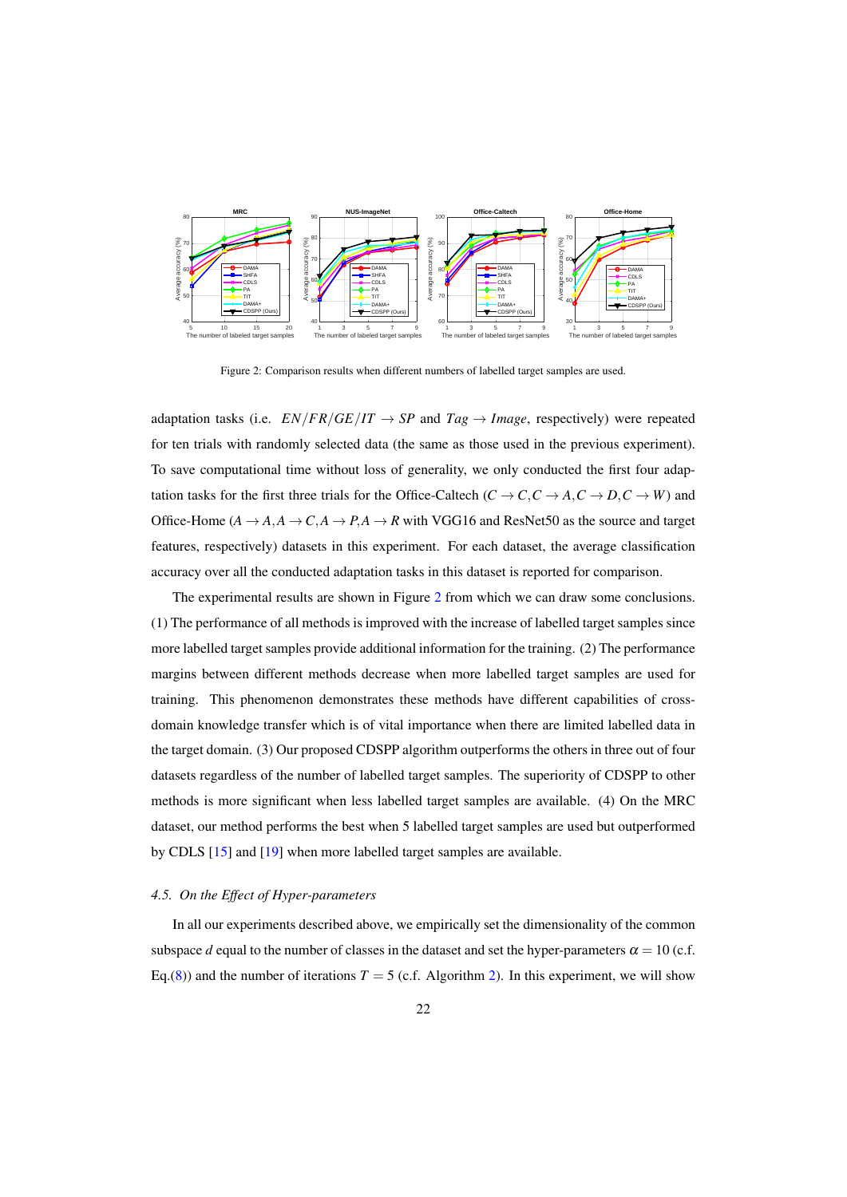Figure 2: Comparison results when different numbers of labelled target samples are used.

adaptation tasks (i.e. $EN/FR/GE/IT \rightarrow SP$ and $Tag \rightarrow Image$, respectively) were repeated for ten trials with randomly selected data (the same as those used in the previous experiment). To save computational time without loss of generality, we only conducted the first four adaptation tasks for the first three trials for the Office-Caltech ($C \rightarrow C, C \rightarrow A, C \rightarrow D, C \rightarrow W$) and Office-Home ($A \rightarrow A, A \rightarrow C, A \rightarrow P, A \rightarrow R$ with VGG16 and ResNet50 as the source and target features, respectively) datasets in this experiment. For each dataset, the average classification accuracy over all the conducted adaptation tasks in this dataset is reported for comparison.

The experimental results are shown in Figure 2 from which we can draw some conclusions. (1) The performance of all methods is improved with the increase of labelled target samples since more labelled target samples provide additional information for the training. (2) The performance margins between different methods decrease when more labelled target samples are used for training. This phenomenon demonstrates these methods have different capabilities of cross-domain knowledge transfer which is of vital importance when there are limited labelled data in the target domain. (3) Our proposed CDSPP algorithm outperforms the others in three out of four datasets regardless of the number of labelled target samples. The superiority of CDSPP to other methods is more significant when less labelled target samples are available. (4) On the MRC dataset, our method performs the best when 5 labelled target samples are used but outperformed by CDLS [15] and [19] when more labelled target samples are available.

### 4.5. On the Effect of Hyper-parameters

In all our experiments described above, we empirically set the dimensionality of the common subspace $d$ equal to the number of classes in the dataset and set the hyper-parameters $\alpha = 10$ (c.f. Eq.(8)) and the number of iterations $T = 5$ (c.f. Algorithm 2). In this experiment, we will show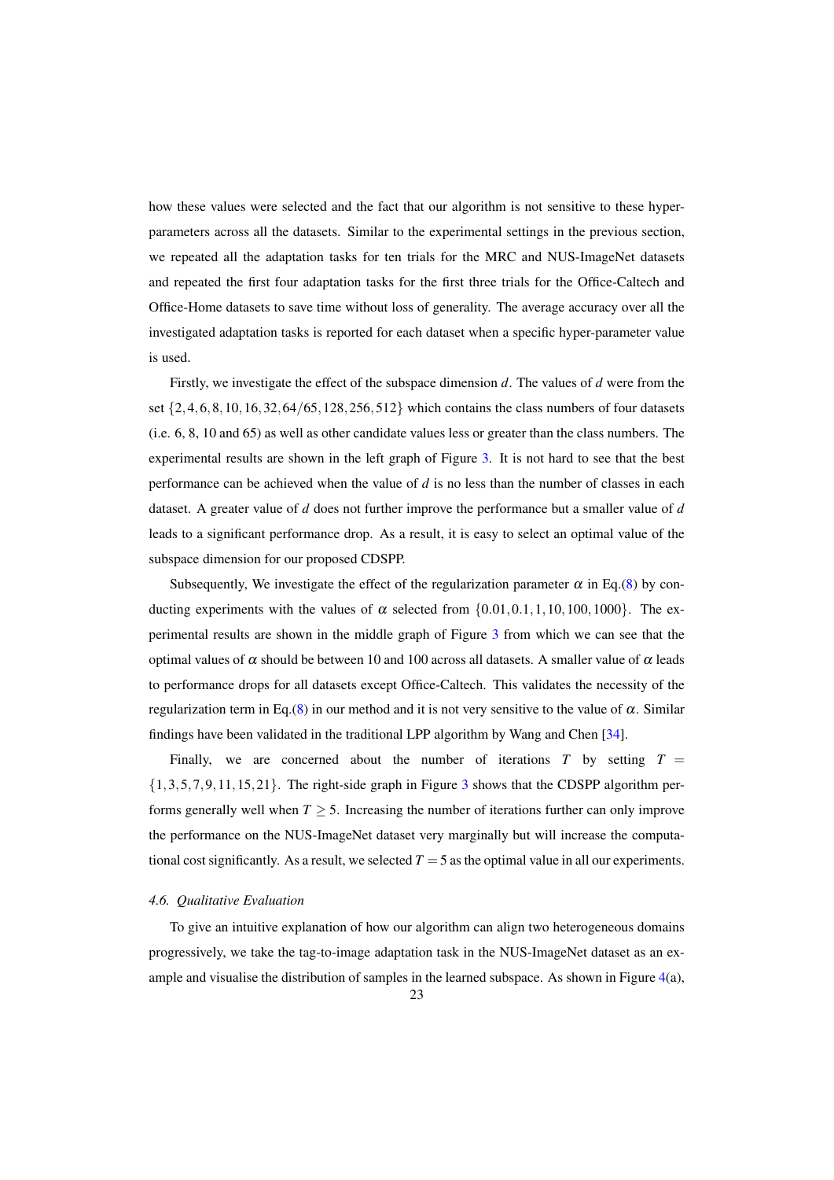how these values were selected and the fact that our algorithm is not sensitive to these hyper-parameters across all the datasets. Similar to the experimental settings in the previous section, we repeated all the adaptation tasks for ten trials for the MRC and NUS-ImageNet datasets and repeated the first four adaptation tasks for the first three trials for the Office-Caltech and Office-Home datasets to save time without loss of generality. The average accuracy over all the investigated adaptation tasks is reported for each dataset when a specific hyper-parameter value is used.

Firstly, we investigate the effect of the subspace dimension $d$. The values of $d$ were from the set $\{2,4,6,8,10,16,32,64/65,128,256,512\}$ which contains the class numbers of four datasets (i.e. 6, 8, 10 and 65) as well as other candidate values less or greater than the class numbers. The experimental results are shown in the left graph of Figure 3. It is not hard to see that the best performance can be achieved when the value of $d$ is no less than the number of classes in each dataset. A greater value of $d$ does not further improve the performance but a smaller value of $d$ leads to a significant performance drop. As a result, it is easy to select an optimal value of the subspace dimension for our proposed CDSPP.

Subsequently, We investigate the effect of the regularization parameter $\alpha$ in Eq.(8) by conducting experiments with the values of $\alpha$ selected from $\{0.01,0.1,1,10,100,1000\}$. The experimental results are shown in the middle graph of Figure 3 from which we can see that the optimal values of $\alpha$ should be between 10 and 100 across all datasets. A smaller value of $\alpha$ leads to performance drops for all datasets except Office-Caltech. This validates the necessity of the regularization term in Eq.(8) in our method and it is not very sensitive to the value of $\alpha$. Similar findings have been validated in the traditional LPP algorithm by Wang and Chen [34].

Finally, we are concerned about the number of iterations $T$ by setting $T = \{1,3,5,7,9,11,15,21\}$. The right-side graph in Figure 3 shows that the CDSPP algorithm performs generally well when $T \geq 5$. Increasing the number of iterations further can only improve the performance on the NUS-ImageNet dataset very marginally but will increase the computational cost significantly. As a result, we selected $T = 5$ as the optimal value in all our experiments.

### 4.6. Qualitative Evaluation

To give an intuitive explanation of how our algorithm can align two heterogeneous domains progressively, we take the tag-to-image adaptation task in the NUS-ImageNet dataset as an example and visualise the distribution of samples in the learned subspace. As shown in Figure 4(a),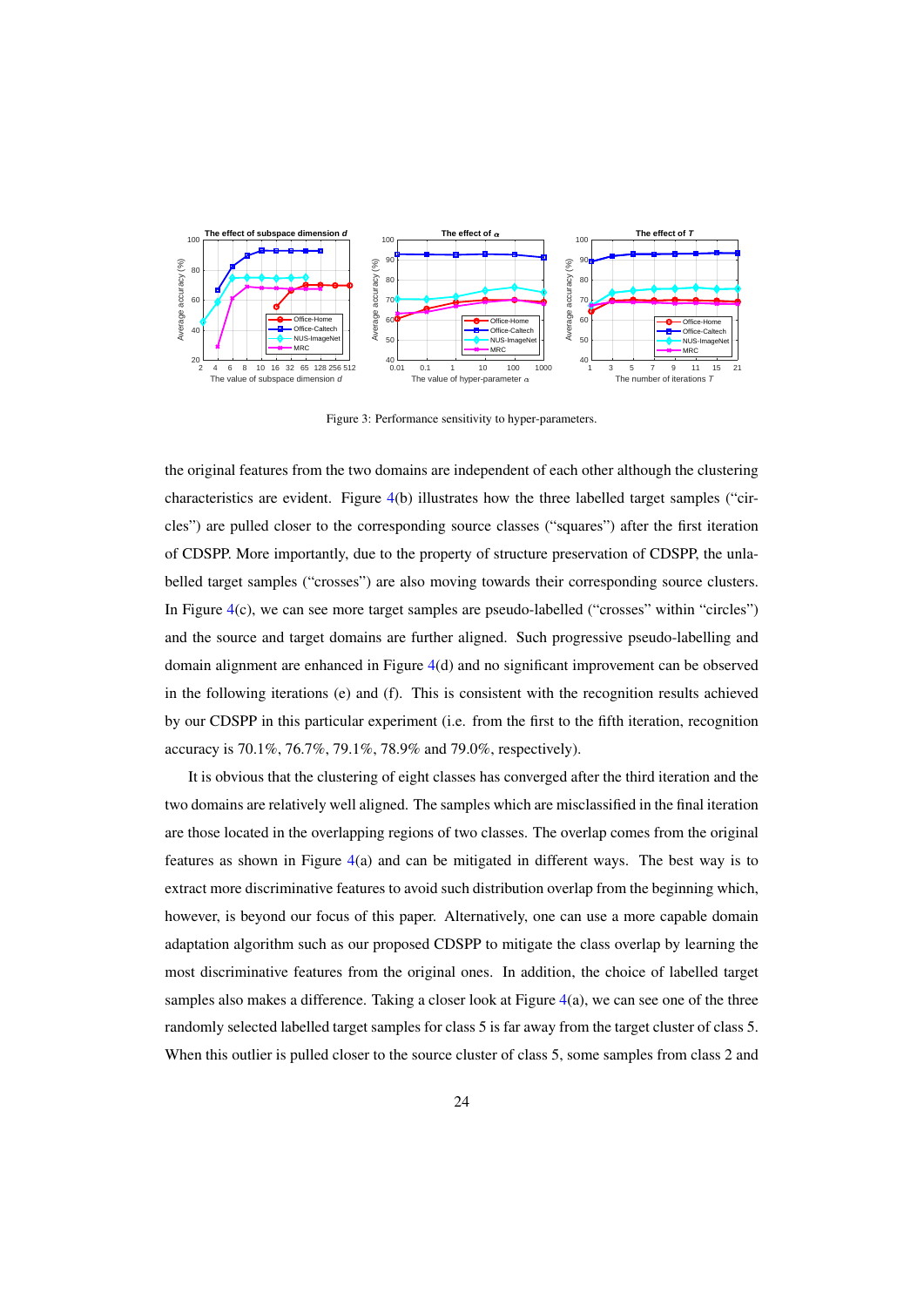Figure 3: Performance sensitivity to hyper-parameters.

the original features from the two domains are independent of each other although the clustering characteristics are evident. Figure 4(b) illustrates how the three labelled target samples ("circles") are pulled closer to the corresponding source classes ("squares") after the first iteration of CDSPP. More importantly, due to the property of structure preservation of CDSPP, the unlabelled target samples ("crosses") are also moving towards their corresponding source clusters. In Figure 4(c), we can see more target samples are pseudo-labelled ("crosses" within "circles") and the source and target domains are further aligned. Such progressive pseudo-labelling and domain alignment are enhanced in Figure 4(d) and no significant improvement can be observed in the following iterations (e) and (f). This is consistent with the recognition results achieved by our CDSPP in this particular experiment (i.e. from the first to the fifth iteration, recognition accuracy is 70.1%, 76.7%, 79.1%, 78.9% and 79.0%, respectively).

It is obvious that the clustering of eight classes has converged after the third iteration and the two domains are relatively well aligned. The samples which are misclassified in the final iteration are those located in the overlapping regions of two classes. The overlap comes from the original features as shown in Figure 4(a) and can be mitigated in different ways. The best way is to extract more discriminative features to avoid such distribution overlap from the beginning which, however, is beyond our focus of this paper. Alternatively, one can use a more capable domain adaptation algorithm such as our proposed CDSPP to mitigate the class overlap by learning the most discriminative features from the original ones. In addition, the choice of labelled target samples also makes a difference. Taking a closer look at Figure 4(a), we can see one of the three randomly selected labelled target samples for class 5 is far away from the target cluster of class 5. When this outlier is pulled closer to the source cluster of class 5, some samples from class 2 and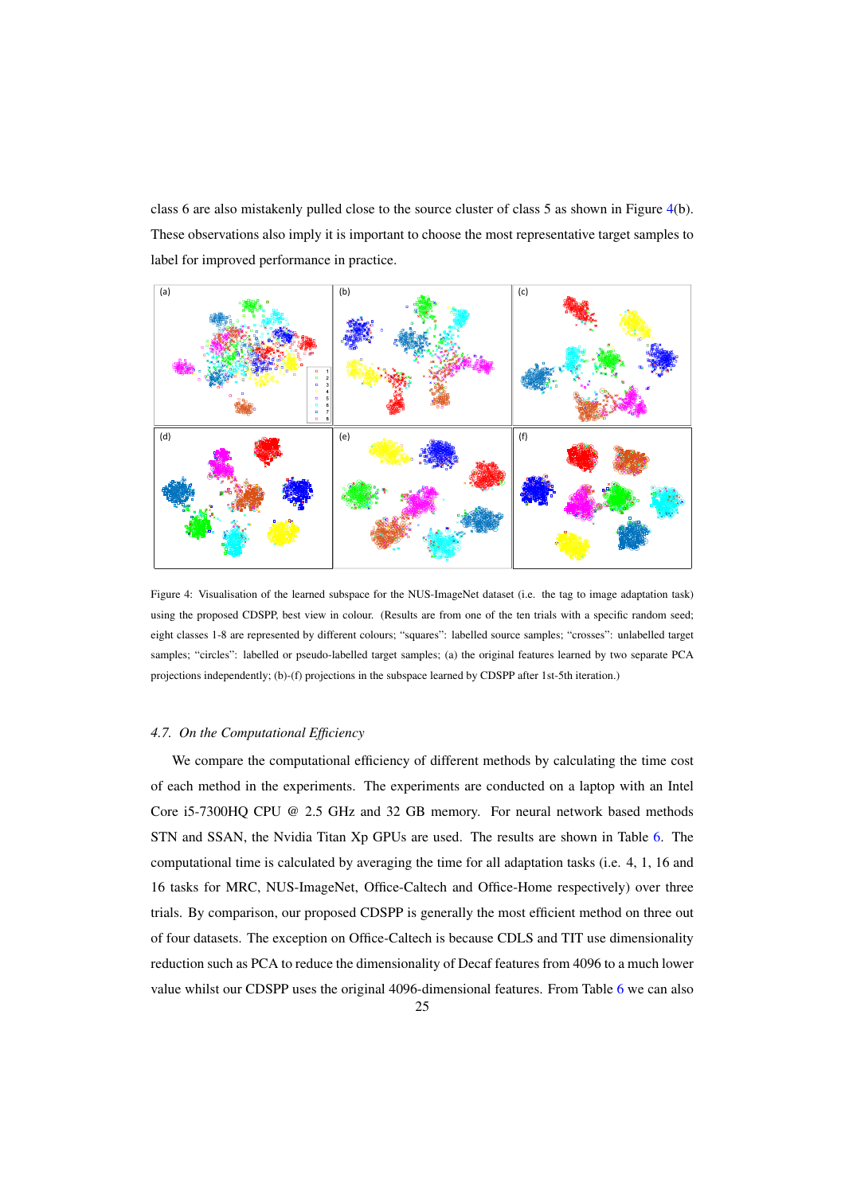class 6 are also mistakenly pulled close to the source cluster of class 5 as shown in Figure 4(b). These observations also imply it is important to choose the most representative target samples to label for improved performance in practice.

Figure 4: Visualisation of the learned subspace for the NUS-ImageNet dataset (i.e. the tag to image adaptation task) using the proposed CDSPP, best view in colour. (Results are from one of the ten trials with a specific random seed; eight classes 1-8 are represented by different colours; "squares": labelled source samples; "crosses": unlabelled target samples; "circles": labelled or pseudo-labelled target samples; (a) the original features learned by two separate PCA projections independently; (b)-(f) projections in the subspace learned by CDSPP after 1st-5th iteration.)

### 4.7. *On the Computational Efficiency*

We compare the computational efficiency of different methods by calculating the time cost of each method in the experiments. The experiments are conducted on a laptop with an Intel Core i5-7300HQ CPU @ 2.5 GHz and 32 GB memory. For neural network based methods STN and SSAN, the Nvidia Titan Xp GPUs are used. The results are shown in Table 6. The computational time is calculated by averaging the time for all adaptation tasks (i.e. 4, 1, 16 and 16 tasks for MRC, NUS-ImageNet, Office-Caltech and Office-Home respectively) over three trials. By comparison, our proposed CDSPP is generally the most efficient method on three out of four datasets. The exception on Office-Caltech is because CDLS and TIT use dimensionality reduction such as PCA to reduce the dimensionality of Decaf features from 4096 to a much lower value whilst our CDSPP uses the original 4096-dimensional features. From Table 6 we can also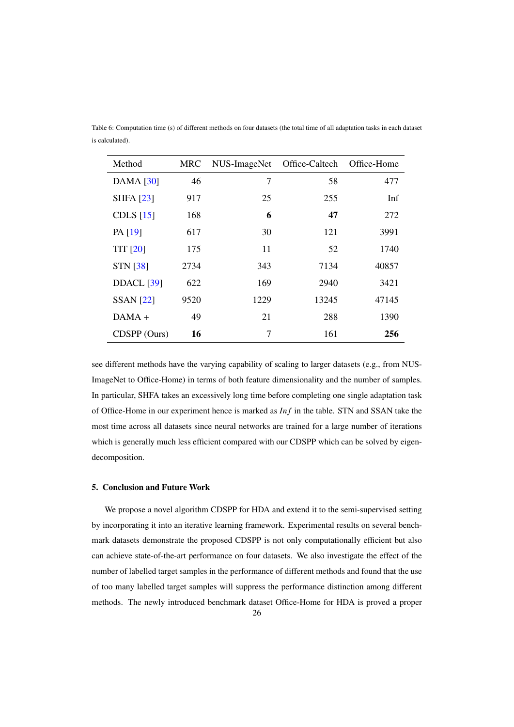Table 6: Computation time (s) of different methods on four datasets (the total time of all adaptation tasks in each dataset is calculated).

| Method | MRC | NUS-ImageNet | Office-Caltech | Office-Home |
|---|---|---|---|---|
| DAMA [30] | 46 | 7 | 58 | 477 |
| SHFA [23] | 917 | 25 | 255 | Inf |
| CDLS [15] | 168 | **6** | **47** | 272 |
| PA [19] | 617 | 30 | 121 | 3991 |
| TIT [20] | 175 | 11 | 52 | 1740 |
| STN [38] | 2734 | 343 | 7134 | 40857 |
| DDACL [39] | 622 | 169 | 2940 | 3421 |
| SSAN [22] | 9520 | 1229 | 13245 | 47145 |
| DAMA + | 49 | 21 | 288 | 1390 |
| CDSPP (Ours) | **16** | 7 | 161 | **256** |

see different methods have the varying capability of scaling to larger datasets (e.g., from NUS-ImageNet to Office-Home) in terms of both feature dimensionality and the number of samples. In particular, SHFA takes an excessively long time before completing one single adaptation task of Office-Home in our experiment hence is marked as $Inf$ in the table. STN and SSAN take the most time across all datasets since neural networks are trained for a large number of iterations which is generally much less efficient compared with our CDSPP which can be solved by eigen-decomposition.

## 5. Conclusion and Future Work

We propose a novel algorithm CDSPP for HDA and extend it to the semi-supervised setting by incorporating it into an iterative learning framework. Experimental results on several benchmark datasets demonstrate the proposed CDSPP is not only computationally efficient but also can achieve state-of-the-art performance on four datasets. We also investigate the effect of the number of labelled target samples in the performance of different methods and found that the use of too many labelled target samples will suppress the performance distinction among different methods. The newly introduced benchmark dataset Office-Home for HDA is proved a proper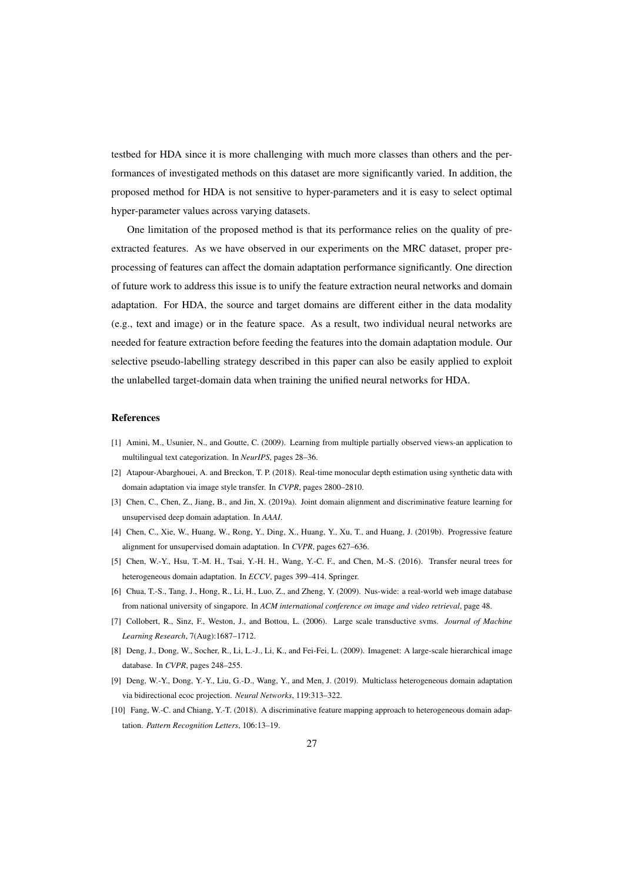testbed for HDA since it is more challenging with much more classes than others and the performances of investigated methods on this dataset are more significantly varied. In addition, the proposed method for HDA is not sensitive to hyper-parameters and it is easy to select optimal hyper-parameter values across varying datasets.

One limitation of the proposed method is that its performance relies on the quality of pre-extracted features. As we have observed in our experiments on the MRC dataset, proper pre-processing of features can affect the domain adaptation performance significantly. One direction of future work to address this issue is to unify the feature extraction neural networks and domain adaptation. For HDA, the source and target domains are different either in the data modality (e.g., text and image) or in the feature space. As a result, two individual neural networks are needed for feature extraction before feeding the features into the domain adaptation module. Our selective pseudo-labelling strategy described in this paper can also be easily applied to exploit the unlabelled target-domain data when training the unified neural networks for HDA.

## References

[1] Amini, M., Usunier, N., and Goutte, C. (2009). Learning from multiple partially observed views-an application to multilingual text categorization. In *NeurIPS*, pages 28–36.

[2] Atapour-Abarghouei, A. and Breckon, T. P. (2018). Real-time monocular depth estimation using synthetic data with domain adaptation via image style transfer. In *CVPR*, pages 2800–2810.

[3] Chen, C., Chen, Z., Jiang, B., and Jin, X. (2019a). Joint domain alignment and discriminative feature learning for unsupervised deep domain adaptation. In *AAAI*.

[4] Chen, C., Xie, W., Huang, W., Rong, Y., Ding, X., Huang, Y., Xu, T., and Huang, J. (2019b). Progressive feature alignment for unsupervised domain adaptation. In *CVPR*, pages 627–636.

[5] Chen, W.-Y., Hsu, T.-M. H., Tsai, Y.-H. H., Wang, Y.-C. F., and Chen, M.-S. (2016). Transfer neural trees for heterogeneous domain adaptation. In *ECCV*, pages 399–414. Springer.

[6] Chua, T.-S., Tang, J., Hong, R., Li, H., Luo, Z., and Zheng, Y. (2009). Nus-wide: a real-world web image database from national university of singapore. In *ACM international conference on image and video retrieval*, page 48.

[7] Collobert, R., Sinz, F., Weston, J., and Bottou, L. (2006). Large scale transductive svms. *Journal of Machine Learning Research*, 7(Aug):1687–1712.

[8] Deng, J., Dong, W., Socher, R., Li, L.-J., Li, K., and Fei-Fei, L. (2009). Imagenet: A large-scale hierarchical image database. In *CVPR*, pages 248–255.

[9] Deng, W.-Y., Dong, Y.-Y., Liu, G.-D., Wang, Y., and Men, J. (2019). Multiclass heterogeneous domain adaptation via bidirectional ecoc projection. *Neural Networks*, 119:313–322.

[10] Fang, W.-C. and Chiang, Y.-T. (2018). A discriminative feature mapping approach to heterogeneous domain adaptation. *Pattern Recognition Letters*, 106:13–19.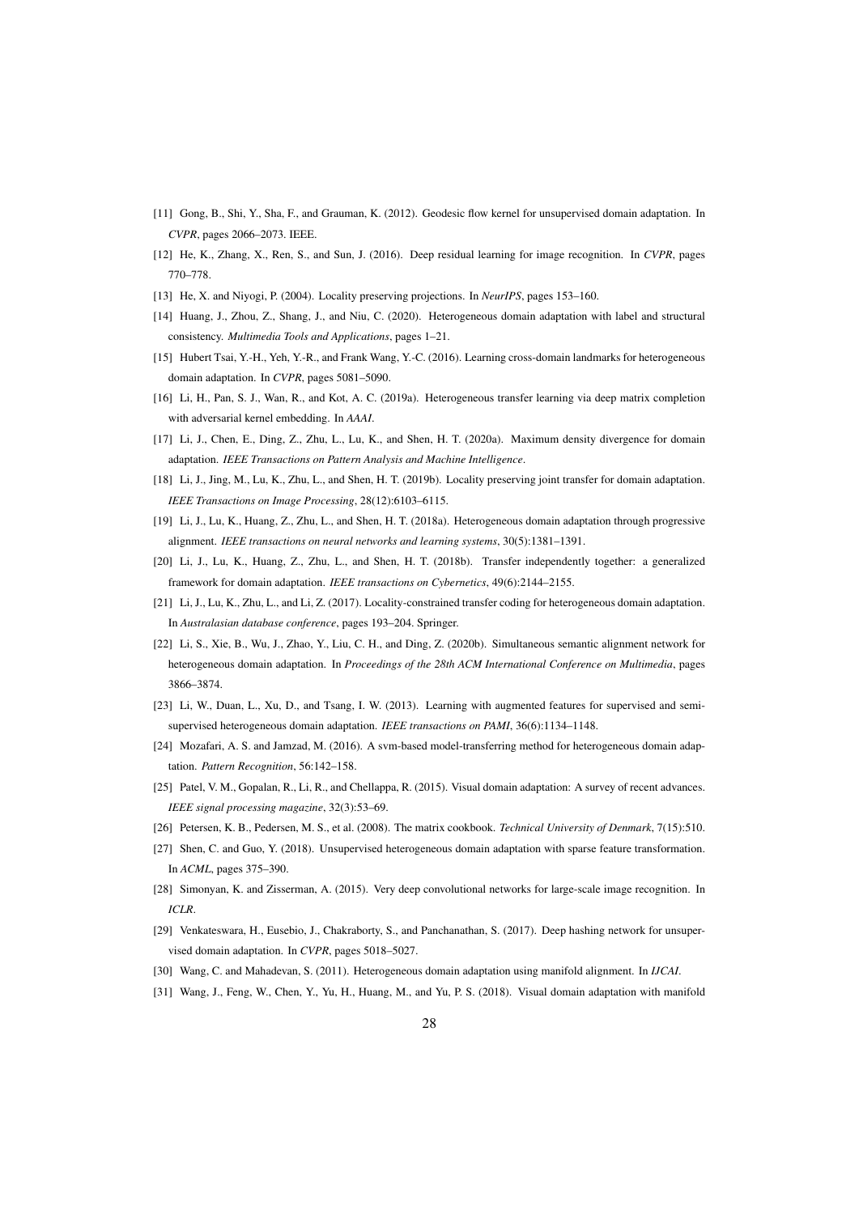[11] Gong, B., Shi, Y., Sha, F., and Grauman, K. (2012). Geodesic flow kernel for unsupervised domain adaptation. In *CVPR*, pages 2066–2073. IEEE.

[12] He, K., Zhang, X., Ren, S., and Sun, J. (2016). Deep residual learning for image recognition. In *CVPR*, pages 770–778.

[13] He, X. and Niyogi, P. (2004). Locality preserving projections. In *NeurIPS*, pages 153–160.

[14] Huang, J., Zhou, Z., Shang, J., and Niu, C. (2020). Heterogeneous domain adaptation with label and structural consistency. *Multimedia Tools and Applications*, pages 1–21.

[15] Hubert Tsai, Y.-H., Yeh, Y.-R., and Frank Wang, Y.-C. (2016). Learning cross-domain landmarks for heterogeneous domain adaptation. In *CVPR*, pages 5081–5090.

[16] Li, H., Pan, S. J., Wan, R., and Kot, A. C. (2019a). Heterogeneous transfer learning via deep matrix completion with adversarial kernel embedding. In *AAAI*.

[17] Li, J., Chen, E., Ding, Z., Zhu, L., Lu, K., and Shen, H. T. (2020a). Maximum density divergence for domain adaptation. *IEEE Transactions on Pattern Analysis and Machine Intelligence*.

[18] Li, J., Jing, M., Lu, K., Zhu, L., and Shen, H. T. (2019b). Locality preserving joint transfer for domain adaptation. *IEEE Transactions on Image Processing*, 28(12):6103–6115.

[19] Li, J., Lu, K., Huang, Z., Zhu, L., and Shen, H. T. (2018a). Heterogeneous domain adaptation through progressive alignment. *IEEE transactions on neural networks and learning systems*, 30(5):1381–1391.

[20] Li, J., Lu, K., Huang, Z., Zhu, L., and Shen, H. T. (2018b). Transfer independently together: a generalized framework for domain adaptation. *IEEE transactions on Cybernetics*, 49(6):2144–2155.

[21] Li, J., Lu, K., Zhu, L., and Li, Z. (2017). Locality-constrained transfer coding for heterogeneous domain adaptation. In *Australasian database conference*, pages 193–204. Springer.

[22] Li, S., Xie, B., Wu, J., Zhao, Y., Liu, C. H., and Ding, Z. (2020b). Simultaneous semantic alignment network for heterogeneous domain adaptation. In *Proceedings of the 28th ACM International Conference on Multimedia*, pages 3866–3874.

[23] Li, W., Duan, L., Xu, D., and Tsang, I. W. (2013). Learning with augmented features for supervised and semi-supervised heterogeneous domain adaptation. *IEEE transactions on PAMI*, 36(6):1134–1148.

[24] Mozafari, A. S. and Jamzad, M. (2016). A svm-based model-transferring method for heterogeneous domain adaptation. *Pattern Recognition*, 56:142–158.

[25] Patel, V. M., Gopalan, R., Li, R., and Chellappa, R. (2015). Visual domain adaptation: A survey of recent advances. *IEEE signal processing magazine*, 32(3):53–69.

[26] Petersen, K. B., Pedersen, M. S., et al. (2008). The matrix cookbook. *Technical University of Denmark*, 7(15):510.

[27] Shen, C. and Guo, Y. (2018). Unsupervised heterogeneous domain adaptation with sparse feature transformation. In *ACML*, pages 375–390.

[28] Simonyan, K. and Zisserman, A. (2015). Very deep convolutional networks for large-scale image recognition. In *ICLR*.

[29] Venkateswara, H., Eusebio, J., Chakraborty, S., and Panchanathan, S. (2017). Deep hashing network for unsupervised domain adaptation. In *CVPR*, pages 5018–5027.

[30] Wang, C. and Mahadevan, S. (2011). Heterogeneous domain adaptation using manifold alignment. In *IJCAI*.

[31] Wang, J., Feng, W., Chen, Y., Yu, H., Huang, M., and Yu, P. S. (2018). Visual domain adaptation with manifold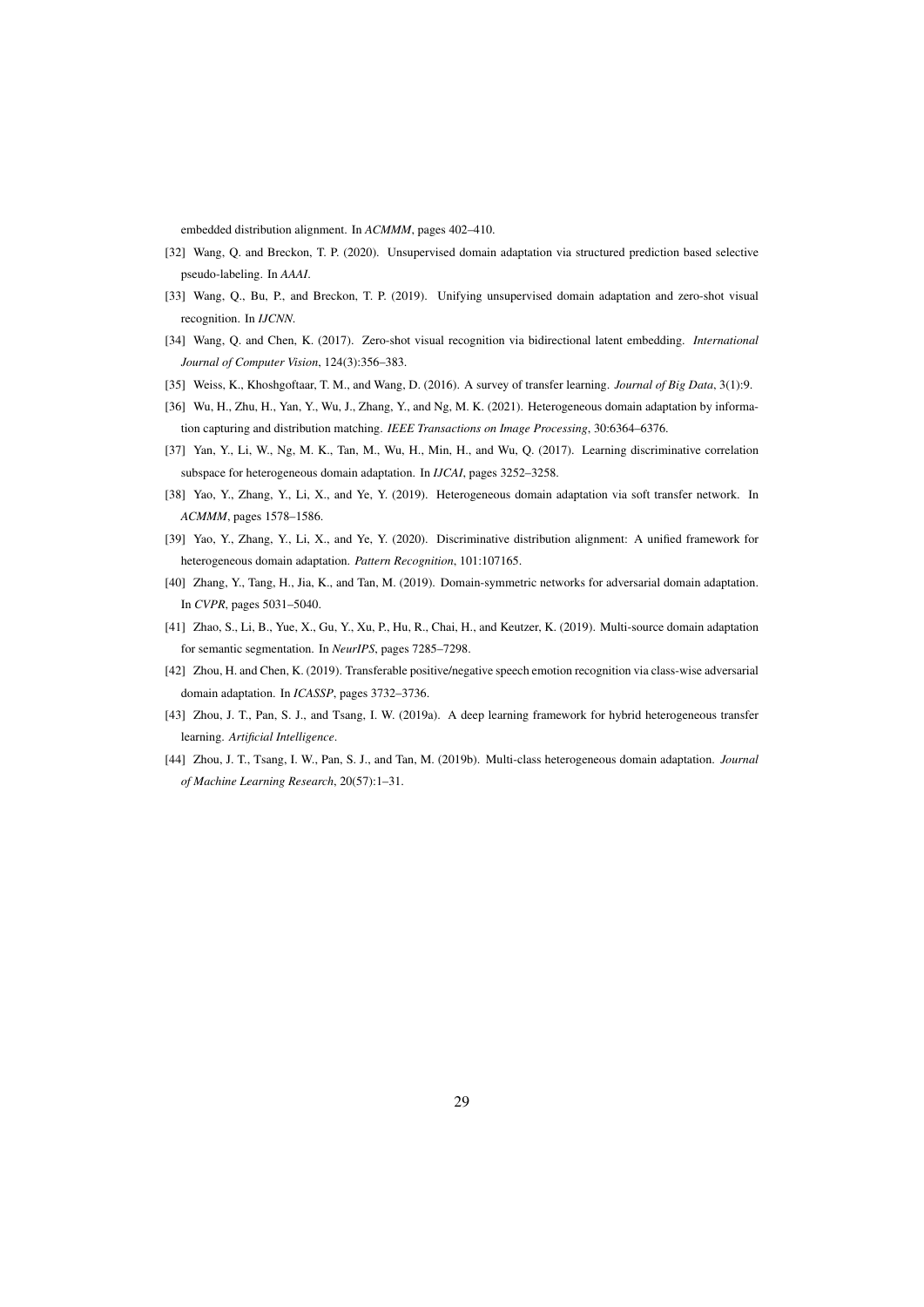embedded distribution alignment. In *ACMMM*, pages 402–410.

[32] Wang, Q. and Breckon, T. P. (2020). Unsupervised domain adaptation via structured prediction based selective pseudo-labeling. In *AAAI*.

[33] Wang, Q., Bu, P., and Breckon, T. P. (2019). Unifying unsupervised domain adaptation and zero-shot visual recognition. In *IJCNN*.

[34] Wang, Q. and Chen, K. (2017). Zero-shot visual recognition via bidirectional latent embedding. *International Journal of Computer Vision*, 124(3):356–383.

[35] Weiss, K., Khoshgoftaar, T. M., and Wang, D. (2016). A survey of transfer learning. *Journal of Big Data*, 3(1):9.

[36] Wu, H., Zhu, H., Yan, Y., Wu, J., Zhang, Y., and Ng, M. K. (2021). Heterogeneous domain adaptation by information capturing and distribution matching. *IEEE Transactions on Image Processing*, 30:6364–6376.

[37] Yan, Y., Li, W., Ng, M. K., Tan, M., Wu, H., Min, H., and Wu, Q. (2017). Learning discriminative correlation subspace for heterogeneous domain adaptation. In *IJCAI*, pages 3252–3258.

[38] Yao, Y., Zhang, Y., Li, X., and Ye, Y. (2019). Heterogeneous domain adaptation via soft transfer network. In *ACMMM*, pages 1578–1586.

[39] Yao, Y., Zhang, Y., Li, X., and Ye, Y. (2020). Discriminative distribution alignment: A unified framework for heterogeneous domain adaptation. *Pattern Recognition*, 101:107165.

[40] Zhang, Y., Tang, H., Jia, K., and Tan, M. (2019). Domain-symmetric networks for adversarial domain adaptation. In *CVPR*, pages 5031–5040.

[41] Zhao, S., Li, B., Yue, X., Gu, Y., Xu, P., Hu, R., Chai, H., and Keutzer, K. (2019). Multi-source domain adaptation for semantic segmentation. In *NeurIPS*, pages 7285–7298.

[42] Zhou, H. and Chen, K. (2019). Transferable positive/negative speech emotion recognition via class-wise adversarial domain adaptation. In *ICASSP*, pages 3732–3736.

[43] Zhou, J. T., Pan, S. J., and Tsang, I. W. (2019a). A deep learning framework for hybrid heterogeneous transfer learning. *Artificial Intelligence*.

[44] Zhou, J. T., Tsang, I. W., Pan, S. J., and Tan, M. (2019b). Multi-class heterogeneous domain adaptation. *Journal of Machine Learning Research*, 20(57):1–31.